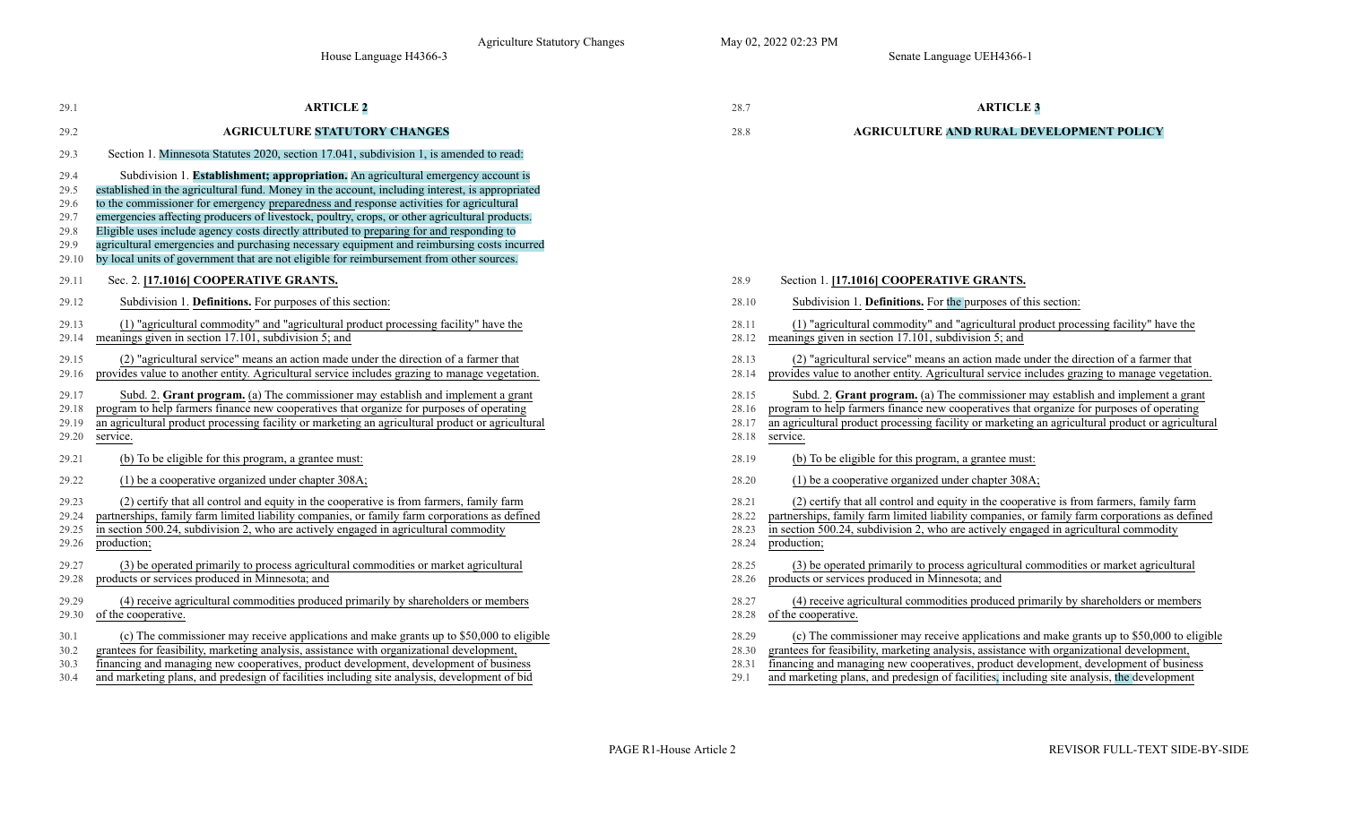# House Language H4366-3

## ARTICLE 2

## AGRICULTURE STATUTORY CHANGES

Section 1. Minnesota Statutes 2020, section 17.041, subdivision 1, is amended to read:

Subdivision 1. **Establishment; appropriation.** An agricultural emergency account is established in the agricultural fund. Money in the account, including interest, is appropriated to the commissioner for emergency preparedness and response activities for agricultural emergencies affecting producers of livestock, poultry, crops, or other agricultural products. Eligible uses include agency costs directly attributed to preparing for and responding to agricultural emergencies and purchasing necessary equipment and reimbursing costs incurred by local units of government that are not eligible for reimbursement from other sources.

Sec. 2. **[17.1016] COOPERATIVE GRANTS.**

Subdivision 1. **Definitions.** For purposes of this section:

(1) "agricultural commodity" and "agricultural product processing facility" have the meanings given in section 17.101, subdivision 5; and

(2) "agricultural service" means an action made under the direction of a farmer that provides value to another entity. Agricultural service includes grazing to manage vegetation.

Subd. 2. **Grant program.** (a) The commissioner may establish and implement a grant program to help farmers finance new cooperatives that organize for purposes of operating an agricultural product processing facility or marketing an agricultural product or agricultural service.

(b) To be eligible for this program, a grantee must:

(1) be a cooperative organized under chapter 308A;

(2) certify that all control and equity in the cooperative is from farmers, family farm partnerships, family farm limited liability companies, or family farm corporations as defined in section 500.24, subdivision 2, who are actively engaged in agricultural commodity production;

(3) be operated primarily to process agricultural commodities or market agricultural products or services produced in Minnesota; and

(4) receive agricultural commodities produced primarily by shareholders or members of the cooperative.

(c) The commissioner may receive applications and make grants up to $50,000 to eligible grantees for feasibility, marketing analysis, assistance with organizational development, financing and managing new cooperatives, product development, development of business and marketing plans, and predesign of facilities including site analysis, development of bid

# Senate Language UEH4366-1

## ARTICLE 3

## AGRICULTURE AND RURAL DEVELOPMENT POLICY

Section 1. **[17.1016] COOPERATIVE GRANTS.**

Subdivision 1. **Definitions.** For the purposes of this section:

(1) "agricultural commodity" and "agricultural product processing facility" have the meanings given in section 17.101, subdivision 5; and

(2) "agricultural service" means an action made under the direction of a farmer that provides value to another entity. Agricultural service includes grazing to manage vegetation.

Subd. 2. **Grant program.** (a) The commissioner may establish and implement a grant program to help farmers finance new cooperatives that organize for purposes of operating an agricultural product processing facility or marketing an agricultural product or agricultural service.

(b) To be eligible for this program, a grantee must:

(1) be a cooperative organized under chapter 308A;

(2) certify that all control and equity in the cooperative is from farmers, family farm partnerships, family farm limited liability companies, or family farm corporations as defined in section 500.24, subdivision 2, who are actively engaged in agricultural commodity production;

(3) be operated primarily to process agricultural commodities or market agricultural products or services produced in Minnesota; and

(4) receive agricultural commodities produced primarily by shareholders or members of the cooperative.

(c) The commissioner may receive applications and make grants up to $50,000 to eligible grantees for feasibility, marketing analysis, assistance with organizational development, financing and managing new cooperatives, product development, development of business and marketing plans, and predesign of facilities, including site analysis, the development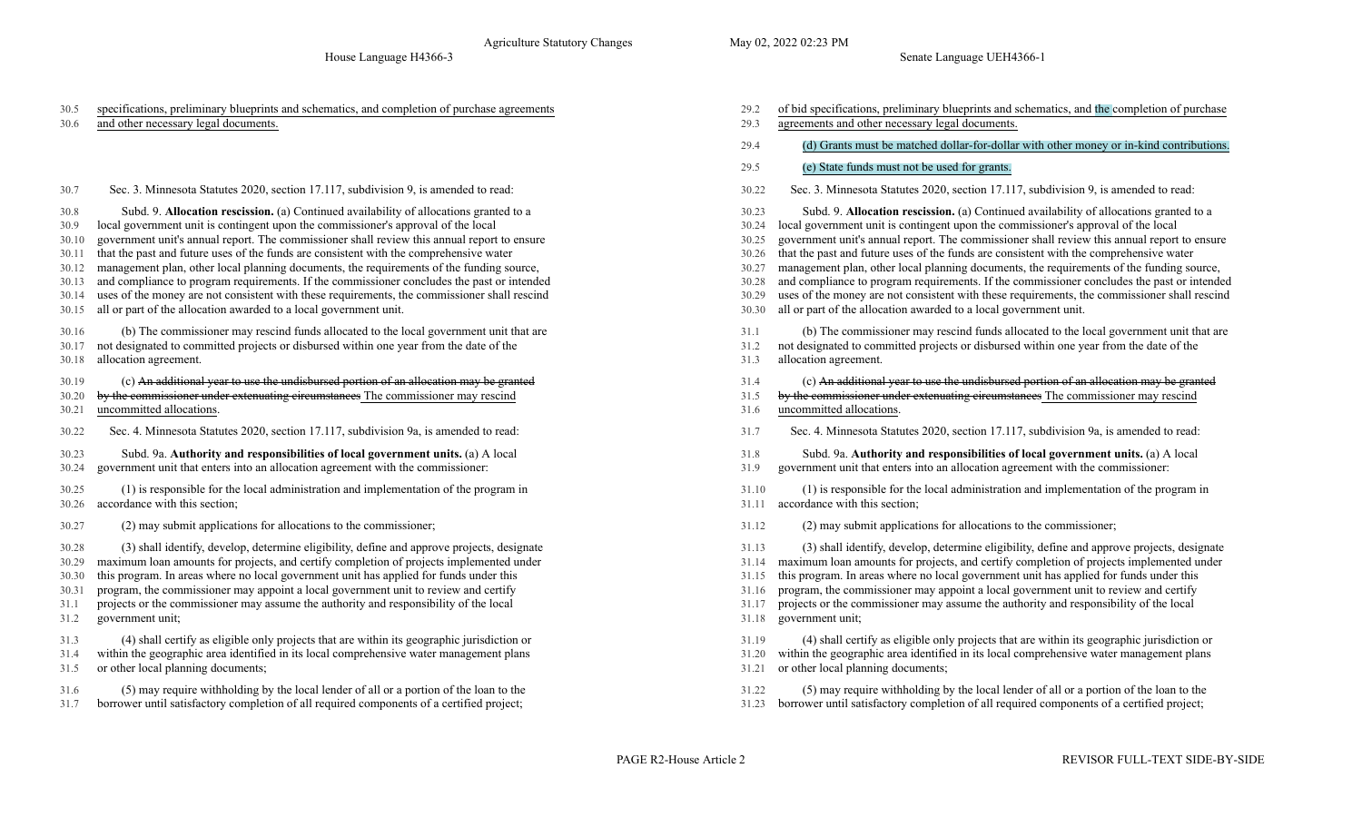**House Language H4366-3**

30.5 specifications, preliminary blueprints and schematics, and completion of purchase agreements
30.6 and other necessary legal documents.

30.7 Sec. 3. Minnesota Statutes 2020, section 17.117, subdivision 9, is amended to read:

30.8 Subd. 9. **Allocation rescission.** (a) Continued availability of allocations granted to a
30.9 local government unit is contingent upon the commissioner's approval of the local
30.10 government unit's annual report. The commissioner shall review this annual report to ensure
30.11 that the past and future uses of the funds are consistent with the comprehensive water
30.12 management plan, other local planning documents, the requirements of the funding source,
30.13 and compliance to program requirements. If the commissioner concludes the past or intended
30.14 uses of the money are not consistent with these requirements, the commissioner shall rescind
30.15 all or part of the allocation awarded to a local government unit.

30.16 (b) The commissioner may rescind funds allocated to the local government unit that are
30.17 not designated to committed projects or disbursed within one year from the date of the
30.18 allocation agreement.

30.19 (c) ~~An additional year to use the undisbursed portion of an allocation may be granted~~
30.20 ~~by the commissioner under extenuating circumstances~~ The commissioner may rescind
30.21 uncommitted allocations.

30.22 Sec. 4. Minnesota Statutes 2020, section 17.117, subdivision 9a, is amended to read:

30.23 Subd. 9a. **Authority and responsibilities of local government units.** (a) A local
30.24 government unit that enters into an allocation agreement with the commissioner:

30.25 (1) is responsible for the local administration and implementation of the program in
30.26 accordance with this section;

30.27 (2) may submit applications for allocations to the commissioner;

30.28 (3) shall identify, develop, determine eligibility, define and approve projects, designate
30.29 maximum loan amounts for projects, and certify completion of projects implemented under
30.30 this program. In areas where no local government unit has applied for funds under this
30.31 program, the commissioner may appoint a local government unit to review and certify
31.1 projects or the commissioner may assume the authority and responsibility of the local
31.2 government unit;

31.3 (4) shall certify as eligible only projects that are within its geographic jurisdiction or
31.4 within the geographic area identified in its local comprehensive water management plans
31.5 or other local planning documents;

31.6 (5) may require withholding by the local lender of all or a portion of the loan to the
31.7 borrower until satisfactory completion of all required components of a certified project;

**Senate Language UEH4366-1**

29.2 of bid specifications, preliminary blueprints and schematics, and the completion of purchase
29.3 agreements and other necessary legal documents.

29.4 (d) Grants must be matched dollar-for-dollar with other money or in-kind contributions.

29.5 (e) State funds must not be used for grants.

30.22 Sec. 3. Minnesota Statutes 2020, section 17.117, subdivision 9, is amended to read:

30.23 Subd. 9. **Allocation rescission.** (a) Continued availability of allocations granted to a
30.24 local government unit is contingent upon the commissioner's approval of the local
30.25 government unit's annual report. The commissioner shall review this annual report to ensure
30.26 that the past and future uses of the funds are consistent with the comprehensive water
30.27 management plan, other local planning documents, the requirements of the funding source,
30.28 and compliance to program requirements. If the commissioner concludes the past or intended
30.29 uses of the money are not consistent with these requirements, the commissioner shall rescind
30.30 all or part of the allocation awarded to a local government unit.

31.1 (b) The commissioner may rescind funds allocated to the local government unit that are
31.2 not designated to committed projects or disbursed within one year from the date of the
31.3 allocation agreement.

31.4 (c) ~~An additional year to use the undisbursed portion of an allocation may be granted~~
31.5 ~~by the commissioner under extenuating circumstances~~ The commissioner may rescind
31.6 uncommitted allocations.

31.7 Sec. 4. Minnesota Statutes 2020, section 17.117, subdivision 9a, is amended to read:

31.8 Subd. 9a. **Authority and responsibilities of local government units.** (a) A local
31.9 government unit that enters into an allocation agreement with the commissioner:

31.10 (1) is responsible for the local administration and implementation of the program in
31.11 accordance with this section;

31.12 (2) may submit applications for allocations to the commissioner;

31.13 (3) shall identify, develop, determine eligibility, define and approve projects, designate
31.14 maximum loan amounts for projects, and certify completion of projects implemented under
31.15 this program. In areas where no local government unit has applied for funds under this
31.16 program, the commissioner may appoint a local government unit to review and certify
31.17 projects or the commissioner may assume the authority and responsibility of the local
31.18 government unit;

31.19 (4) shall certify as eligible only projects that are within its geographic jurisdiction or
31.20 within the geographic area identified in its local comprehensive water management plans
31.21 or other local planning documents;

31.22 (5) may require withholding by the local lender of all or a portion of the loan to the
31.23 borrower until satisfactory completion of all required components of a certified project;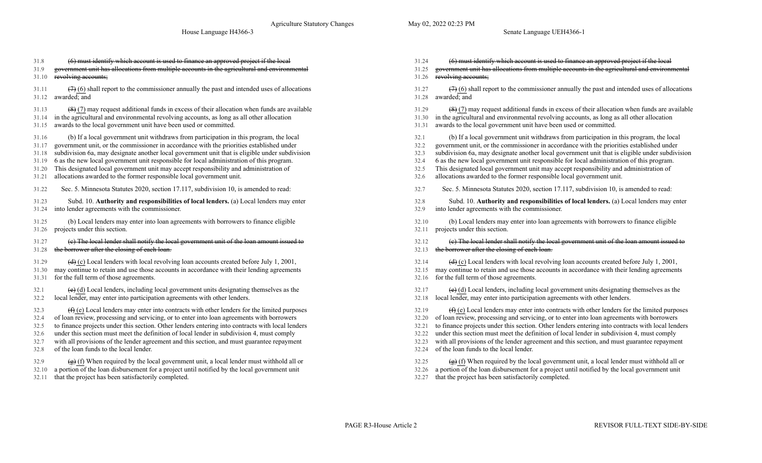House Language H4366-3

31.8 ~~(6) must identify which account is used to finance an approved project if the local~~
31.9 ~~government unit has allocations from multiple accounts in the agricultural and environmental~~
31.10 ~~revolving accounts;~~

31.11 ~~(7)~~ (6) shall report to the commissioner annually the past and intended uses of allocations
31.12 awarded; and

31.13 ~~(8)~~ (7) may request additional funds in excess of their allocation when funds are available
31.14 in the agricultural and environmental revolving accounts, as long as all other allocation
31.15 awards to the local government unit have been used or committed.

31.16 (b) If a local government unit withdraws from participation in this program, the local
31.17 government unit, or the commissioner in accordance with the priorities established under
31.18 subdivision 6a, may designate another local government unit that is eligible under subdivision
31.19 6 as the new local government unit responsible for local administration of this program.
31.20 This designated local government unit may accept responsibility and administration of
31.21 allocations awarded to the former responsible local government unit.

31.22 Sec. 5. Minnesota Statutes 2020, section 17.117, subdivision 10, is amended to read:

31.23 Subd. 10. **Authority and responsibilities of local lenders.** (a) Local lenders may enter
31.24 into lender agreements with the commissioner.

31.25 (b) Local lenders may enter into loan agreements with borrowers to finance eligible
31.26 projects under this section.

31.27 ~~(c) The local lender shall notify the local government unit of the loan amount issued to~~
31.28 ~~the borrower after the closing of each loan.~~

31.29 ~~(d)~~ (c) Local lenders with local revolving loan accounts created before July 1, 2001,
31.30 may continue to retain and use those accounts in accordance with their lending agreements
31.31 for the full term of those agreements.

32.1 ~~(e)~~ (d) Local lenders, including local government units designating themselves as the
32.2 local lender, may enter into participation agreements with other lenders.

32.3 ~~(f)~~ (e) Local lenders may enter into contracts with other lenders for the limited purposes
32.4 of loan review, processing and servicing, or to enter into loan agreements with borrowers
32.5 to finance projects under this section. Other lenders entering into contracts with local lenders
32.6 under this section must meet the definition of local lender in subdivision 4, must comply
32.7 with all provisions of the lender agreement and this section, and must guarantee repayment
32.8 of the loan funds to the local lender.

32.9 ~~(g)~~ (f) When required by the local government unit, a local lender must withhold all or
32.10 a portion of the loan disbursement for a project until notified by the local government unit
32.11 that the project has been satisfactorily completed.

Senate Language UEH4366-1

31.24 ~~(6) must identify which account is used to finance an approved project if the local~~
31.25 ~~government unit has allocations from multiple accounts in the agricultural and environmental~~
31.26 ~~revolving accounts;~~

31.27 ~~(7)~~ (6) shall report to the commissioner annually the past and intended uses of allocations
31.28 awarded; and

31.29 ~~(8)~~ (7) may request additional funds in excess of their allocation when funds are available
31.30 in the agricultural and environmental revolving accounts, as long as all other allocation
31.31 awards to the local government unit have been used or committed.

32.1 (b) If a local government unit withdraws from participation in this program, the local
32.2 government unit, or the commissioner in accordance with the priorities established under
32.3 subdivision 6a, may designate another local government unit that is eligible under subdivision
32.4 6 as the new local government unit responsible for local administration of this program.
32.5 This designated local government unit may accept responsibility and administration of
32.6 allocations awarded to the former responsible local government unit.

32.7 Sec. 5. Minnesota Statutes 2020, section 17.117, subdivision 10, is amended to read:

32.8 Subd. 10. **Authority and responsibilities of local lenders.** (a) Local lenders may enter
32.9 into lender agreements with the commissioner.

32.10 (b) Local lenders may enter into loan agreements with borrowers to finance eligible
32.11 projects under this section.

32.12 ~~(c) The local lender shall notify the local government unit of the loan amount issued to~~
32.13 ~~the borrower after the closing of each loan.~~

32.14 ~~(d)~~ (c) Local lenders with local revolving loan accounts created before July 1, 2001,
32.15 may continue to retain and use those accounts in accordance with their lending agreements
32.16 for the full term of those agreements.

32.17 ~~(e)~~ (d) Local lenders, including local government units designating themselves as the
32.18 local lender, may enter into participation agreements with other lenders.

32.19 ~~(f)~~ (e) Local lenders may enter into contracts with other lenders for the limited purposes
32.20 of loan review, processing and servicing, or to enter into loan agreements with borrowers
32.21 to finance projects under this section. Other lenders entering into contracts with local lenders
32.22 under this section must meet the definition of local lender in subdivision 4, must comply
32.23 with all provisions of the lender agreement and this section, and must guarantee repayment
32.24 of the loan funds to the local lender.

32.25 ~~(g)~~ (f) When required by the local government unit, a local lender must withhold all or
32.26 a portion of the loan disbursement for a project until notified by the local government unit
32.27 that the project has been satisfactorily completed.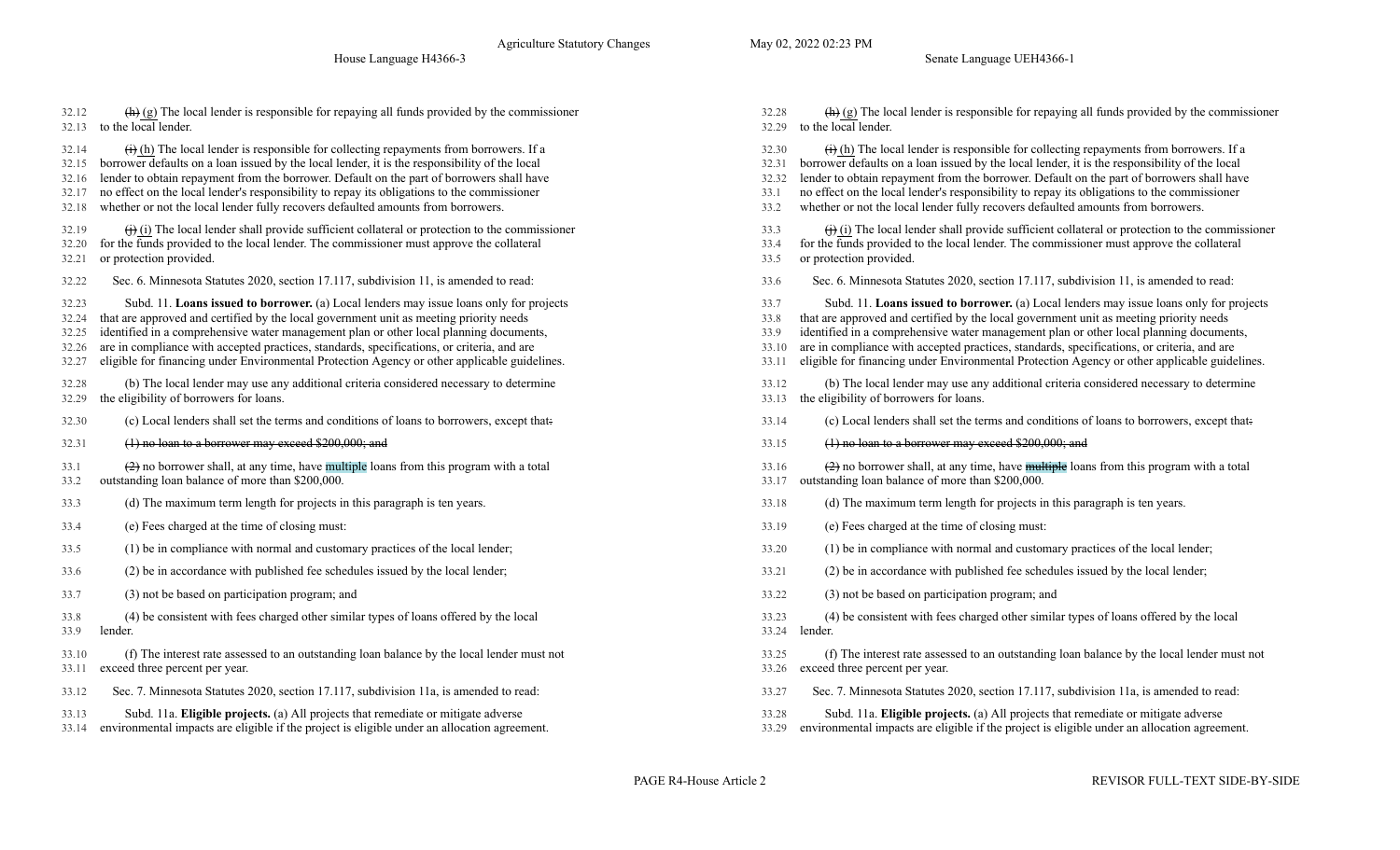## House Language H4366-3

32.12 ~~(h)~~ (g) The local lender is responsible for repaying all funds provided by the commissioner to the local lender.

32.14 ~~(i)~~ (h) The local lender is responsible for collecting repayments from borrowers. If a borrower defaults on a loan issued by the local lender, it is the responsibility of the local lender to obtain repayment from the borrower. Default on the part of borrowers shall have no effect on the local lender's responsibility to repay its obligations to the commissioner whether or not the local lender fully recovers defaulted amounts from borrowers.

32.19 ~~(j)~~ (i) The local lender shall provide sufficient collateral or protection to the commissioner for the funds provided to the local lender. The commissioner must approve the collateral or protection provided.

32.22 Sec. 6. Minnesota Statutes 2020, section 17.117, subdivision 11, is amended to read:

32.23 Subd. 11. **Loans issued to borrower.** (a) Local lenders may issue loans only for projects that are approved and certified by the local government unit as meeting priority needs identified in a comprehensive water management plan or other local planning documents, are in compliance with accepted practices, standards, specifications, or criteria, and are eligible for financing under Environmental Protection Agency or other applicable guidelines.

32.28 (b) The local lender may use any additional criteria considered necessary to determine the eligibility of borrowers for loans.

32.30 (c) Local lenders shall set the terms and conditions of loans to borrowers, except that~~:~~

32.31 ~~(1) no loan to a borrower may exceed $200,000; and~~

33.1 ~~(2)~~ no borrower shall, at any time, have multiple loans from this program with a total outstanding loan balance of more than $200,000.

33.3 (d) The maximum term length for projects in this paragraph is ten years.

33.4 (e) Fees charged at the time of closing must:

33.5 (1) be in compliance with normal and customary practices of the local lender;

33.6 (2) be in accordance with published fee schedules issued by the local lender;

33.7 (3) not be based on participation program; and

33.8 (4) be consistent with fees charged other similar types of loans offered by the local lender.

33.10 (f) The interest rate assessed to an outstanding loan balance by the local lender must not exceed three percent per year.

33.12 Sec. 7. Minnesota Statutes 2020, section 17.117, subdivision 11a, is amended to read:

33.13 Subd. 11a. **Eligible projects.** (a) All projects that remediate or mitigate adverse environmental impacts are eligible if the project is eligible under an allocation agreement.

## Senate Language UEH4366-1

32.28 ~~(h)~~ (g) The local lender is responsible for repaying all funds provided by the commissioner to the local lender.

32.30 ~~(i)~~ (h) The local lender is responsible for collecting repayments from borrowers. If a borrower defaults on a loan issued by the local lender, it is the responsibility of the local lender to obtain repayment from the borrower. Default on the part of borrowers shall have no effect on the local lender's responsibility to repay its obligations to the commissioner whether or not the local lender fully recovers defaulted amounts from borrowers.

33.3 ~~(j)~~ (i) The local lender shall provide sufficient collateral or protection to the commissioner for the funds provided to the local lender. The commissioner must approve the collateral or protection provided.

33.6 Sec. 6. Minnesota Statutes 2020, section 17.117, subdivision 11, is amended to read:

33.7 Subd. 11. **Loans issued to borrower.** (a) Local lenders may issue loans only for projects that are approved and certified by the local government unit as meeting priority needs identified in a comprehensive water management plan or other local planning documents, are in compliance with accepted practices, standards, specifications, or criteria, and are eligible for financing under Environmental Protection Agency or other applicable guidelines.

33.12 (b) The local lender may use any additional criteria considered necessary to determine the eligibility of borrowers for loans.

33.14 (c) Local lenders shall set the terms and conditions of loans to borrowers, except that~~:~~

33.15 ~~(1) no loan to a borrower may exceed $200,000; and~~

33.16 ~~(2)~~ no borrower shall, at any time, have ~~multiple~~ loans from this program with a total outstanding loan balance of more than $200,000.

33.18 (d) The maximum term length for projects in this paragraph is ten years.

33.19 (e) Fees charged at the time of closing must:

33.20 (1) be in compliance with normal and customary practices of the local lender;

33.21 (2) be in accordance with published fee schedules issued by the local lender;

33.22 (3) not be based on participation program; and

33.23 (4) be consistent with fees charged other similar types of loans offered by the local lender.

33.25 (f) The interest rate assessed to an outstanding loan balance by the local lender must not exceed three percent per year.

33.27 Sec. 7. Minnesota Statutes 2020, section 17.117, subdivision 11a, is amended to read:

33.28 Subd. 11a. **Eligible projects.** (a) All projects that remediate or mitigate adverse environmental impacts are eligible if the project is eligible under an allocation agreement.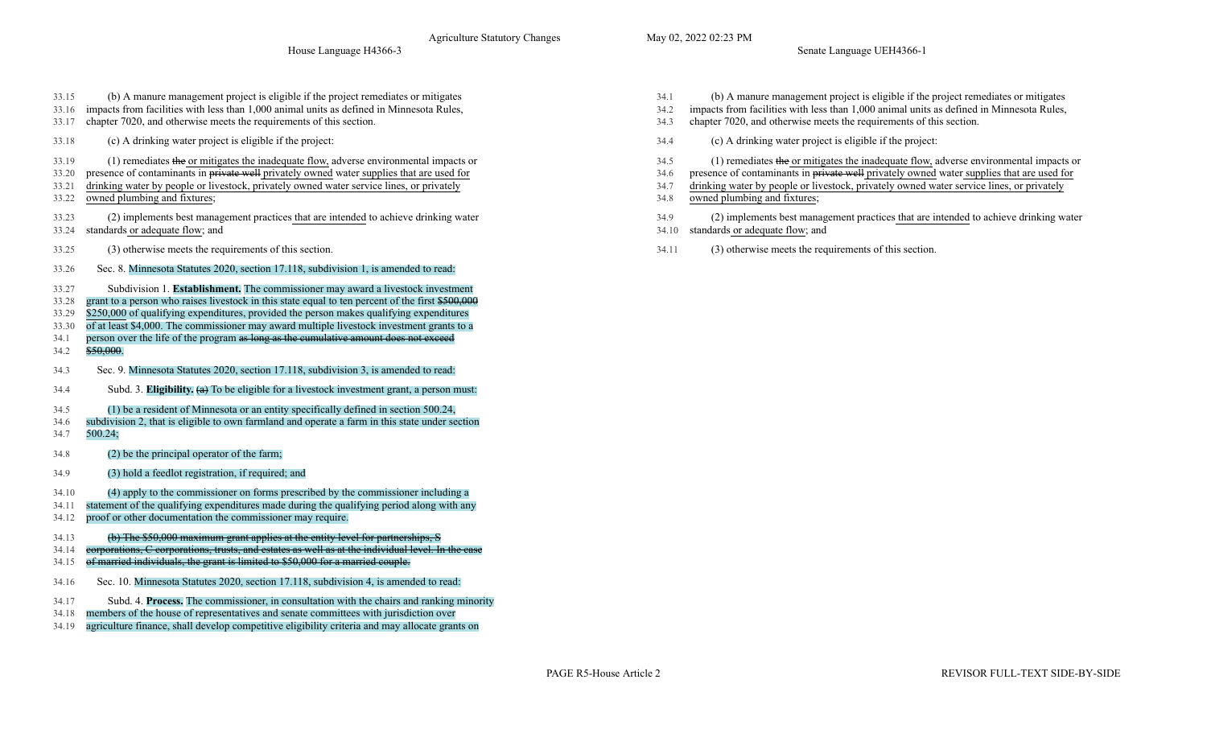**House Language H4366-3**

33.15 (b) A manure management project is eligible if the project remediates or mitigates impacts from facilities with less than 1,000 animal units as defined in Minnesota Rules, chapter 7020, and otherwise meets the requirements of this section.

33.18 (c) A drinking water project is eligible if the project:

33.19 (1) remediates ~~the~~ or mitigates the inadequate flow, adverse environmental impacts or presence of contaminants in ~~private well~~ privately owned water supplies that are used for drinking water by people or livestock, privately owned water service lines, or privately owned plumbing and fixtures;

33.23 (2) implements best management practices that are intended to achieve drinking water standards or adequate flow; and

33.25 (3) otherwise meets the requirements of this section.

33.26 Sec. 8. Minnesota Statutes 2020, section 17.118, subdivision 1, is amended to read:

33.27 Subdivision 1. **Establishment.** The commissioner may award a livestock investment grant to a person who raises livestock in this state equal to ten percent of the first ~~$500,000~~ $250,000 of qualifying expenditures, provided the person makes qualifying expenditures of at least $4,000. The commissioner may award multiple livestock investment grants to a person over the life of the program ~~as long as the cumulative amount does not exceed $50,000~~.

34.3 Sec. 9. Minnesota Statutes 2020, section 17.118, subdivision 3, is amended to read:

34.4 Subd. 3. **Eligibility.** ~~(a)~~ To be eligible for a livestock investment grant, a person must:

34.5 (1) be a resident of Minnesota or an entity specifically defined in section 500.24, subdivision 2, that is eligible to own farmland and operate a farm in this state under section 500.24;

34.8 (2) be the principal operator of the farm;

34.9 (3) hold a feedlot registration, if required; and

34.10 (4) apply to the commissioner on forms prescribed by the commissioner including a statement of the qualifying expenditures made during the qualifying period along with any proof or other documentation the commissioner may require.

34.13 ~~(b) The $50,000 maximum grant applies at the entity level for partnerships, S corporations, C corporations, trusts, and estates as well as at the individual level. In the case of married individuals, the grant is limited to $50,000 for a married couple.~~

34.16 Sec. 10. Minnesota Statutes 2020, section 17.118, subdivision 4, is amended to read:

34.17 Subd. 4. **Process.** The commissioner, in consultation with the chairs and ranking minority members of the house of representatives and senate committees with jurisdiction over agriculture finance, shall develop competitive eligibility criteria and may allocate grants on

**Senate Language UEH4366-1**

34.1 (b) A manure management project is eligible if the project remediates or mitigates impacts from facilities with less than 1,000 animal units as defined in Minnesota Rules, chapter 7020, and otherwise meets the requirements of this section.

34.4 (c) A drinking water project is eligible if the project:

34.5 (1) remediates ~~the~~ or mitigates the inadequate flow, adverse environmental impacts or presence of contaminants in ~~private well~~ privately owned water supplies that are used for drinking water by people or livestock, privately owned water service lines, or privately owned plumbing and fixtures;

34.9 (2) implements best management practices that are intended to achieve drinking water standards or adequate flow; and

34.11 (3) otherwise meets the requirements of this section.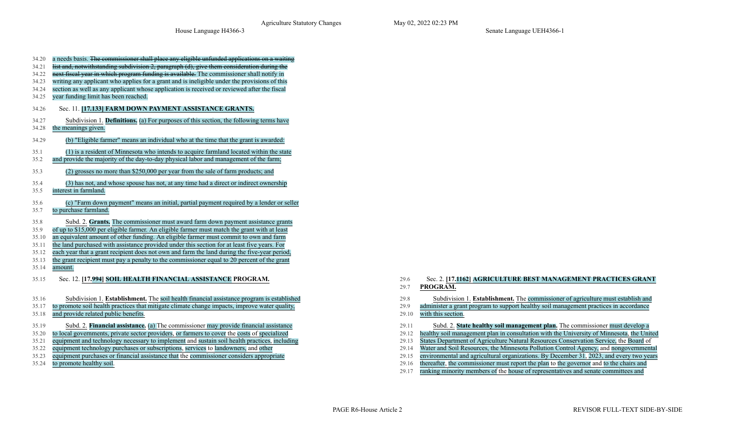**House Language H4366-3**

34.20 a needs basis. ~~The commissioner shall place any eligible unfunded applications on a waiting~~
34.21 ~~list and, notwithstanding subdivision 2, paragraph (d), give them consideration during the~~
34.22 ~~next fiscal year in which program funding is available.~~ The commissioner shall notify in
34.23 writing any applicant who applies for a grant and is ineligible under the provisions of this
34.24 section as well as any applicant whose application is received or reviewed after the fiscal
34.25 year funding limit has been reached.

34.26 Sec. 11. **[17.133] FARM DOWN PAYMENT ASSISTANCE GRANTS.**

34.27 Subdivision 1. **Definitions.** (a) For purposes of this section, the following terms have
34.28 the meanings given.

34.29 (b) "Eligible farmer" means an individual who at the time that the grant is awarded:

35.1 (1) is a resident of Minnesota who intends to acquire farmland located within the state
35.2 and provide the majority of the day-to-day physical labor and management of the farm;

35.3 (2) grosses no more than $250,000 per year from the sale of farm products; and

35.4 (3) has not, and whose spouse has not, at any time had a direct or indirect ownership
35.5 interest in farmland.

35.6 (c) "Farm down payment" means an initial, partial payment required by a lender or seller
35.7 to purchase farmland.

35.8 Subd. 2. **Grants.** The commissioner must award farm down payment assistance grants
35.9 of up to $15,000 per eligible farmer. An eligible farmer must match the grant with at least
35.10 an equivalent amount of other funding. An eligible farmer must commit to own and farm
35.11 the land purchased with assistance provided under this section for at least five years. For
35.12 each year that a grant recipient does not own and farm the land during the five-year period,
35.13 the grant recipient must pay a penalty to the commissioner equal to 20 percent of the grant
35.14 amount.

35.15 Sec. 12. **[17.994] SOIL HEALTH FINANCIAL ASSISTANCE PROGRAM.**

35.16 Subdivision 1. **Establishment.** The soil health financial assistance program is established
35.17 to promote soil health practices that mitigate climate change impacts, improve water quality,
35.18 and provide related public benefits.

35.19 Subd. 2. **Financial assistance.** (a) The commissioner may provide financial assistance
35.20 to local governments, private sector providers, or farmers to cover the costs of specialized
35.21 equipment and technology necessary to implement and sustain soil health practices, including
35.22 equipment technology purchases or subscriptions, services to landowners, and other
35.23 equipment purchases or financial assistance that the commissioner considers appropriate
35.24 to promote healthy soil.

**Senate Language UEH4366-1**

29.6 Sec. 2. **[17.1162] AGRICULTURE BEST MANAGEMENT PRACTICES GRANT**
29.7 **PROGRAM.**

29.8 Subdivision 1. **Establishment.** The commissioner of agriculture must establish and
29.9 administer a grant program to support healthy soil management practices in accordance
29.10 with this section.

29.11 Subd. 2. **State healthy soil management plan.** The commissioner must develop a
29.12 healthy soil management plan in consultation with the University of Minnesota, the United
29.13 States Department of Agriculture Natural Resources Conservation Service, the Board of
29.14 Water and Soil Resources, the Minnesota Pollution Control Agency, and nongovernmental
29.15 environmental and agricultural organizations. By December 31, 2023, and every two years
29.16 thereafter, the commissioner must report the plan to the governor and to the chairs and
29.17 ranking minority members of the house of representatives and senate committees and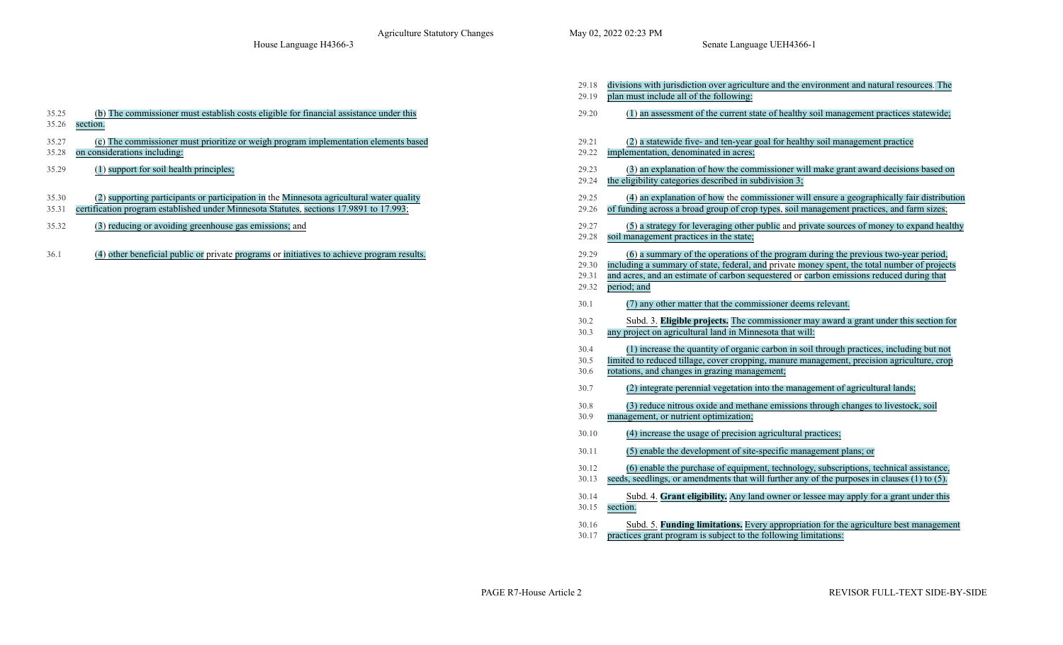| House Language H4366-3 | | Senate Language UEH4366-1 | |
|---|---|---|---|
| | | 29.18 29.19 | divisions with jurisdiction over agriculture and the environment and natural resources. The plan must include all of the following: |
| 35.25 35.26 | (b) The commissioner must establish costs eligible for financial assistance under this section. | 29.20 | (1) an assessment of the current state of healthy soil management practices statewide; |
| 35.27 35.28 | (c) The commissioner must prioritize or weigh program implementation elements based on considerations including: | 29.21 29.22 | (2) a statewide five- and ten-year goal for healthy soil management practice implementation, denominated in acres; |
| 35.29 | (1) support for soil health principles; | 29.23 29.24 | (3) an explanation of how the commissioner will make grant award decisions based on the eligibility categories described in subdivision 3; |
| 35.30 35.31 | (2) supporting participants or participation in the Minnesota agricultural water quality certification program established under Minnesota Statutes, sections 17.9891 to 17.993; | 29.25 29.26 | (4) an explanation of how the commissioner will ensure a geographically fair distribution of funding across a broad group of crop types, soil management practices, and farm sizes; |
| 35.32 | (3) reducing or avoiding greenhouse gas emissions; and | 29.27 29.28 | (5) a strategy for leveraging other public and private sources of money to expand healthy soil management practices in the state; |
| 36.1 | (4) other beneficial public or private programs or initiatives to achieve program results. | 29.29 29.30 29.31 29.32 | (6) a summary of the operations of the program during the previous two-year period, including a summary of state, federal, and private money spent, the total number of projects and acres, and an estimate of carbon sequestered or carbon emissions reduced during that period; and |
| | | 30.1 | (7) any other matter that the commissioner deems relevant. |
| | | 30.2 30.3 | Subd. 3. **Eligible projects.** The commissioner may award a grant under this section for any project on agricultural land in Minnesota that will: |
| | | 30.4 30.5 30.6 | (1) increase the quantity of organic carbon in soil through practices, including but not limited to reduced tillage, cover cropping, manure management, precision agriculture, crop rotations, and changes in grazing management; |
| | | 30.7 | (2) integrate perennial vegetation into the management of agricultural lands; |
| | | 30.8 30.9 | (3) reduce nitrous oxide and methane emissions through changes to livestock, soil management, or nutrient optimization; |
| | | 30.10 | (4) increase the usage of precision agricultural practices; |
| | | 30.11 | (5) enable the development of site-specific management plans; or |
| | | 30.12 30.13 | (6) enable the purchase of equipment, technology, subscriptions, technical assistance, seeds, seedlings, or amendments that will further any of the purposes in clauses (1) to (5). |
| | | 30.14 30.15 | Subd. 4. **Grant eligibility.** Any land owner or lessee may apply for a grant under this section. |
| | | 30.16 30.17 | Subd. 5. **Funding limitations.** Every appropriation for the agriculture best management practices grant program is subject to the following limitations: |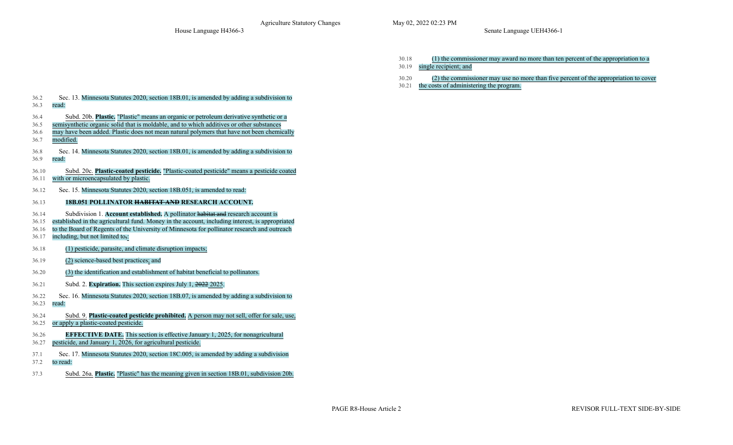30.18 (1) the commissioner may award no more than ten percent of the appropriation to a
30.19 single recipient; and

30.20 (2) the commissioner may use no more than five percent of the appropriation to cover
30.21 the costs of administering the program.

36.2 Sec. 13. Minnesota Statutes 2020, section 18B.01, is amended by adding a subdivision to
36.3 read:

36.4 Subd. 20b. **Plastic.** "Plastic" means an organic or petroleum derivative synthetic or a
36.5 semisynthetic organic solid that is moldable, and to which additives or other substances
36.6 may have been added. Plastic does not mean natural polymers that have not been chemically
36.7 modified.

36.8 Sec. 14. Minnesota Statutes 2020, section 18B.01, is amended by adding a subdivision to
36.9 read:

36.10 Subd. 20c. **Plastic-coated pesticide.** "Plastic-coated pesticide" means a pesticide coated
36.11 with or microencapsulated by plastic.

36.12 Sec. 15. Minnesota Statutes 2020, section 18B.051, is amended to read:

36.13 **18B.051 POLLINATOR ~~HABITAT AND~~ RESEARCH ACCOUNT.**

36.14 Subdivision 1. **Account established.** A pollinator ~~habitat and~~ research account is
36.15 established in the agricultural fund. Money in the account, including interest, is appropriated
36.16 to the Board of Regents of the University of Minnesota for pollinator research and outreach
36.17 including, but not limited to~~,~~:

36.18 (1) pesticide, parasite, and climate disruption impacts;

36.19 (2) science-based best practices; and

36.20 (3) the identification and establishment of habitat beneficial to pollinators.

36.21 Subd. 2. **Expiration.** This section expires July 1, ~~2022~~ 2025.

36.22 Sec. 16. Minnesota Statutes 2020, section 18B.07, is amended by adding a subdivision to
36.23 read:

36.24 Subd. 9. **Plastic-coated pesticide prohibited.** A person may not sell, offer for sale, use,
36.25 or apply a plastic-coated pesticide.

36.26 **EFFECTIVE DATE.** This section is effective January 1, 2025, for nonagricultural
36.27 pesticide, and January 1, 2026, for agricultural pesticide.

37.1 Sec. 17. Minnesota Statutes 2020, section 18C.005, is amended by adding a subdivision
37.2 to read:

37.3 Subd. 26a. **Plastic.** "Plastic" has the meaning given in section 18B.01, subdivision 20b.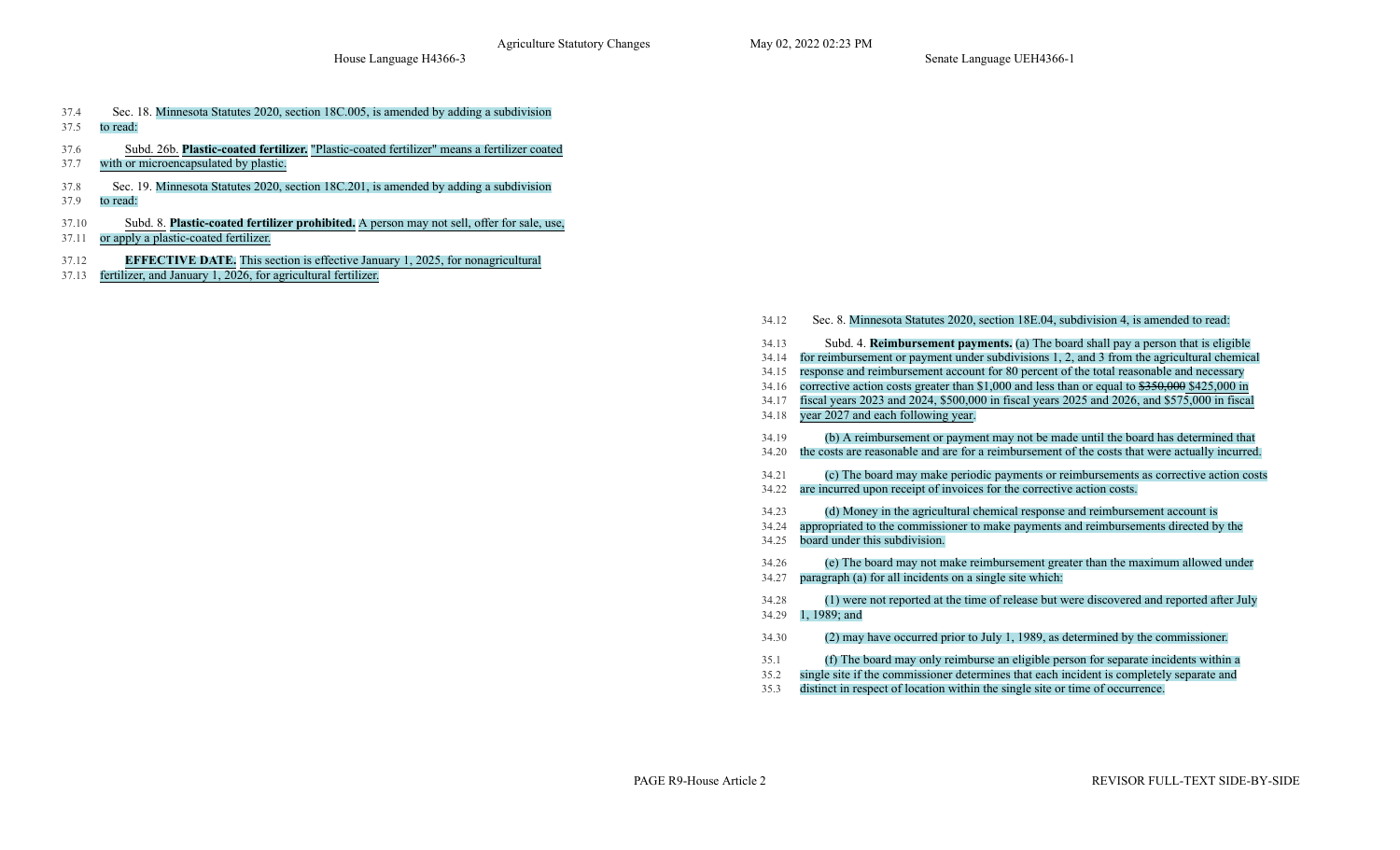House Language H4366-3

37.4 Sec. 18. Minnesota Statutes 2020, section 18C.005, is amended by adding a subdivision to read:

37.6 Subd. 26b. **Plastic-coated fertilizer.** "Plastic-coated fertilizer" means a fertilizer coated with or microencapsulated by plastic.

37.8 Sec. 19. Minnesota Statutes 2020, section 18C.201, is amended by adding a subdivision to read:

37.10 Subd. 8. **Plastic-coated fertilizer prohibited.** A person may not sell, offer for sale, use, or apply a plastic-coated fertilizer.

37.12 **EFFECTIVE DATE.** This section is effective January 1, 2025, for nonagricultural fertilizer, and January 1, 2026, for agricultural fertilizer.

Senate Language UEH4366-1

34.12 Sec. 8. Minnesota Statutes 2020, section 18E.04, subdivision 4, is amended to read:

34.13 Subd. 4. **Reimbursement payments.** (a) The board shall pay a person that is eligible for reimbursement or payment under subdivisions 1, 2, and 3 from the agricultural chemical response and reimbursement account for 80 percent of the total reasonable and necessary corrective action costs greater than $1,000 and less than or equal to ~~$350,000~~ $425,000 in fiscal years 2023 and 2024, $500,000 in fiscal years 2025 and 2026, and $575,000 in fiscal year 2027 and each following year.

34.19 (b) A reimbursement or payment may not be made until the board has determined that the costs are reasonable and are for a reimbursement of the costs that were actually incurred.

34.21 (c) The board may make periodic payments or reimbursements as corrective action costs are incurred upon receipt of invoices for the corrective action costs.

34.23 (d) Money in the agricultural chemical response and reimbursement account is appropriated to the commissioner to make payments and reimbursements directed by the board under this subdivision.

34.26 (e) The board may not make reimbursement greater than the maximum allowed under paragraph (a) for all incidents on a single site which:

34.28 (1) were not reported at the time of release but were discovered and reported after July 1, 1989; and

34.30 (2) may have occurred prior to July 1, 1989, as determined by the commissioner.

35.1 (f) The board may only reimburse an eligible person for separate incidents within a single site if the commissioner determines that each incident is completely separate and distinct in respect of location within the single site or time of occurrence.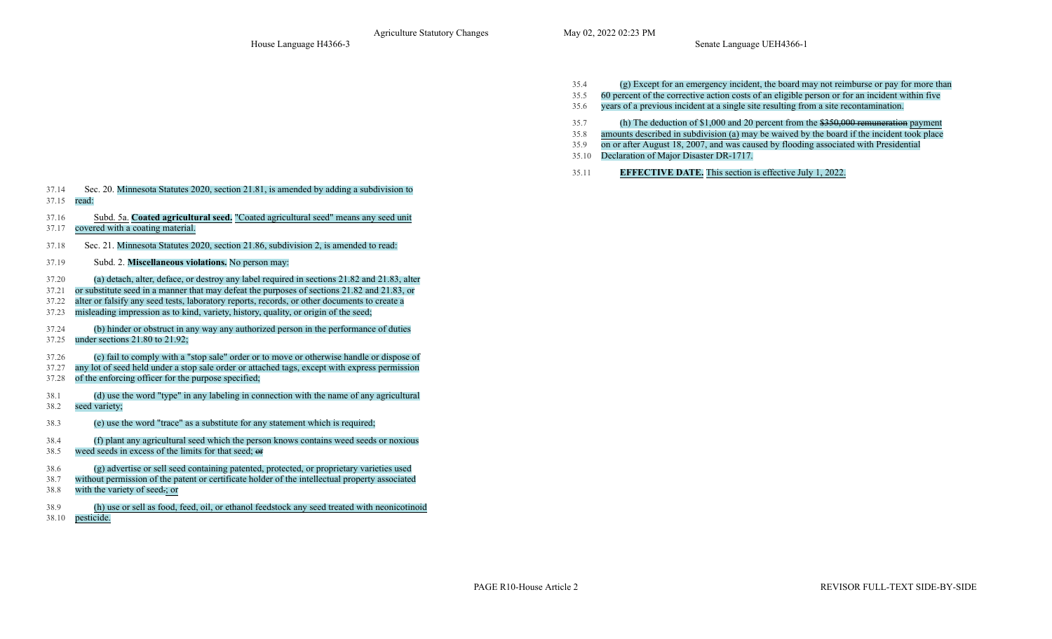35.4 (g) Except for an emergency incident, the board may not reimburse or pay for more than 60 percent of the corrective action costs of an eligible person or for an incident within five years of a previous incident at a single site resulting from a site recontamination.

35.7 (h) The deduction of $1,000 and 20 percent from the ~~$350,000 remuneration~~ payment amounts described in subdivision (a) may be waived by the board if the incident took place on or after August 18, 2007, and was caused by flooding associated with Presidential Declaration of Major Disaster DR-1717.

35.11 **EFFECTIVE DATE.** This section is effective July 1, 2022.

37.14 Sec. 20. Minnesota Statutes 2020, section 21.81, is amended by adding a subdivision to read:

37.16 Subd. 5a. **Coated agricultural seed.** "Coated agricultural seed" means any seed unit covered with a coating material.

37.18 Sec. 21. Minnesota Statutes 2020, section 21.86, subdivision 2, is amended to read:

37.19 Subd. 2. **Miscellaneous violations.** No person may:

37.20 (a) detach, alter, deface, or destroy any label required in sections 21.82 and 21.83, alter or substitute seed in a manner that may defeat the purposes of sections 21.82 and 21.83, or alter or falsify any seed tests, laboratory reports, records, or other documents to create a misleading impression as to kind, variety, history, quality, or origin of the seed;

37.24 (b) hinder or obstruct in any way any authorized person in the performance of duties under sections 21.80 to 21.92;

37.26 (c) fail to comply with a "stop sale" order or to move or otherwise handle or dispose of any lot of seed held under a stop sale order or attached tags, except with express permission of the enforcing officer for the purpose specified;

38.1 (d) use the word "type" in any labeling in connection with the name of any agricultural seed variety;

38.3 (e) use the word "trace" as a substitute for any statement which is required;

38.4 (f) plant any agricultural seed which the person knows contains weed seeds or noxious weed seeds in excess of the limits for that seed; ~~or~~

38.6 (g) advertise or sell seed containing patented, protected, or proprietary varieties used without permission of the patent or certificate holder of the intellectual property associated with the variety of seed~~.~~; or

38.9 (h) use or sell as food, feed, oil, or ethanol feedstock any seed treated with neonicotinoid pesticide.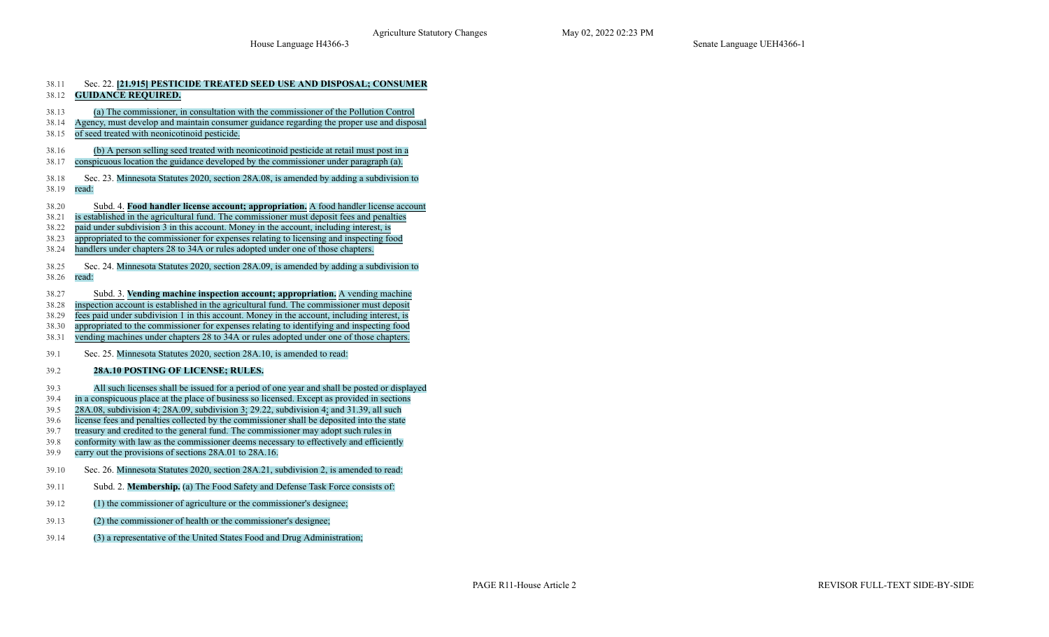38.11 Sec. 22. **[21.915] PESTICIDE TREATED SEED USE AND DISPOSAL; CONSUMER**
38.12 **GUIDANCE REQUIRED.**

38.13 (a) The commissioner, in consultation with the commissioner of the Pollution Control
38.14 Agency, must develop and maintain consumer guidance regarding the proper use and disposal
38.15 of seed treated with neonicotinoid pesticide.

38.16 (b) A person selling seed treated with neonicotinoid pesticide at retail must post in a
38.17 conspicuous location the guidance developed by the commissioner under paragraph (a).

38.18 Sec. 23. Minnesota Statutes 2020, section 28A.08, is amended by adding a subdivision to
38.19 read:

38.20 Subd. 4. **Food handler license account; appropriation.** A food handler license account
38.21 is established in the agricultural fund. The commissioner must deposit fees and penalties
38.22 paid under subdivision 3 in this account. Money in the account, including interest, is
38.23 appropriated to the commissioner for expenses relating to licensing and inspecting food
38.24 handlers under chapters 28 to 34A or rules adopted under one of those chapters.

38.25 Sec. 24. Minnesota Statutes 2020, section 28A.09, is amended by adding a subdivision to
38.26 read:

38.27 Subd. 3. **Vending machine inspection account; appropriation.** A vending machine
38.28 inspection account is established in the agricultural fund. The commissioner must deposit
38.29 fees paid under subdivision 1 in this account. Money in the account, including interest, is
38.30 appropriated to the commissioner for expenses relating to identifying and inspecting food
38.31 vending machines under chapters 28 to 34A or rules adopted under one of those chapters.

39.1 Sec. 25. Minnesota Statutes 2020, section 28A.10, is amended to read:

39.2 **28A.10 POSTING OF LICENSE; RULES.**

39.3 All such licenses shall be issued for a period of one year and shall be posted or displayed
39.4 in a conspicuous place at the place of business so licensed. Except as provided in sections
39.5 28A.08, subdivision 4; 28A.09, subdivision 3; 29.22, subdivision 4; and 31.39, all such
39.6 license fees and penalties collected by the commissioner shall be deposited into the state
39.7 treasury and credited to the general fund. The commissioner may adopt such rules in
39.8 conformity with law as the commissioner deems necessary to effectively and efficiently
39.9 carry out the provisions of sections 28A.01 to 28A.16.

39.10 Sec. 26. Minnesota Statutes 2020, section 28A.21, subdivision 2, is amended to read:

39.11 Subd. 2. **Membership.** (a) The Food Safety and Defense Task Force consists of:

39.12 (1) the commissioner of agriculture or the commissioner's designee;

39.13 (2) the commissioner of health or the commissioner's designee;

39.14 (3) a representative of the United States Food and Drug Administration;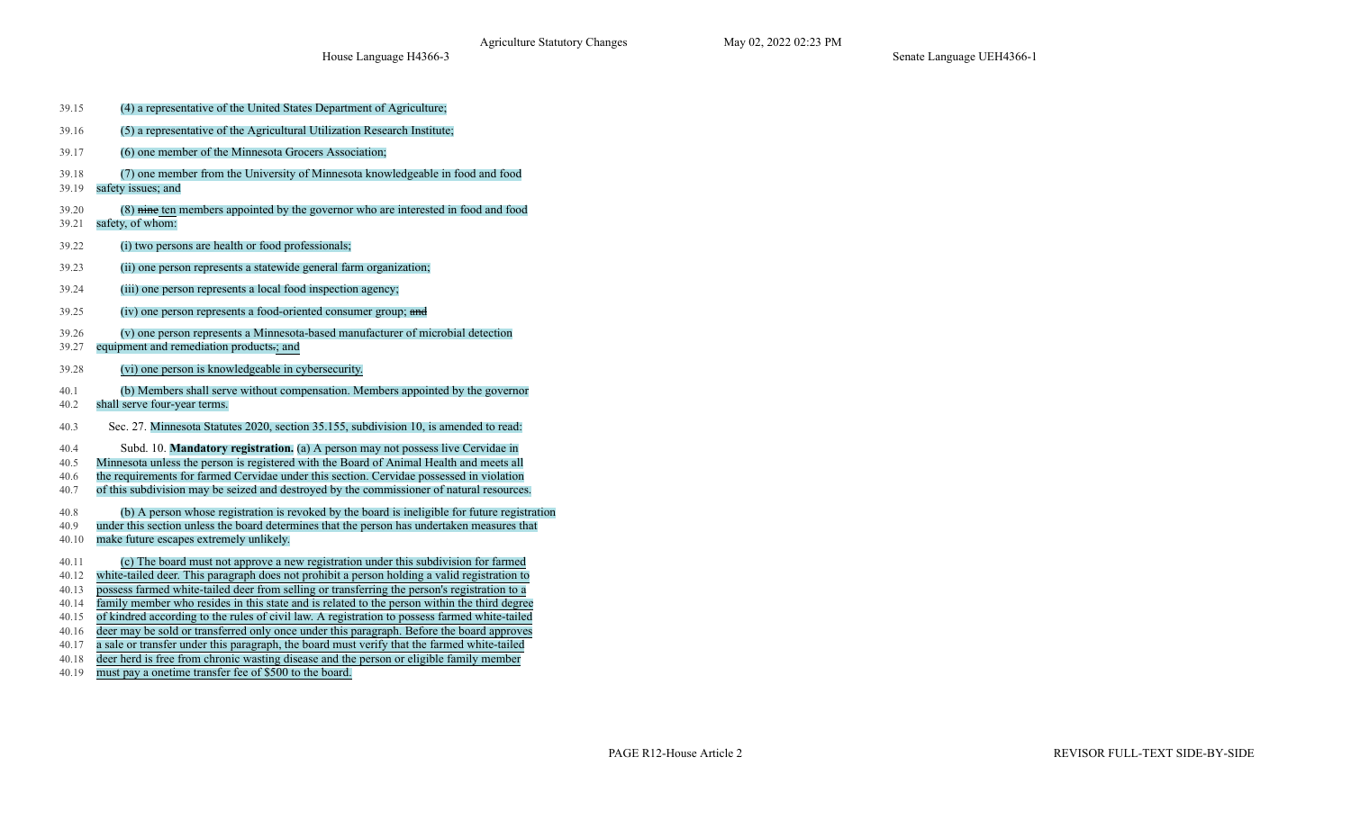39.15 (4) a representative of the United States Department of Agriculture;

39.16 (5) a representative of the Agricultural Utilization Research Institute;

39.17 (6) one member of the Minnesota Grocers Association;

39.18 (7) one member from the University of Minnesota knowledgeable in food and food
39.19 safety issues; and

39.20 (8) ~~nine~~ ten members appointed by the governor who are interested in food and food
39.21 safety, of whom:

39.22 (i) two persons are health or food professionals;

39.23 (ii) one person represents a statewide general farm organization;

39.24 (iii) one person represents a local food inspection agency;

39.25 (iv) one person represents a food-oriented consumer group; ~~and~~

39.26 (v) one person represents a Minnesota-based manufacturer of microbial detection
39.27 equipment and remediation products~~.~~; and

39.28 (vi) one person is knowledgeable in cybersecurity.

40.1 (b) Members shall serve without compensation. Members appointed by the governor
40.2 shall serve four-year terms.

40.3 Sec. 27. Minnesota Statutes 2020, section 35.155, subdivision 10, is amended to read:

40.4 Subd. 10. **Mandatory registration.** (a) A person may not possess live Cervidae in
40.5 Minnesota unless the person is registered with the Board of Animal Health and meets all
40.6 the requirements for farmed Cervidae under this section. Cervidae possessed in violation
40.7 of this subdivision may be seized and destroyed by the commissioner of natural resources.

40.8 (b) A person whose registration is revoked by the board is ineligible for future registration
40.9 under this section unless the board determines that the person has undertaken measures that
40.10 make future escapes extremely unlikely.

40.11 (c) The board must not approve a new registration under this subdivision for farmed
40.12 white-tailed deer. This paragraph does not prohibit a person holding a valid registration to
40.13 possess farmed white-tailed deer from selling or transferring the person's registration to a
40.14 family member who resides in this state and is related to the person within the third degree
40.15 of kindred according to the rules of civil law. A registration to possess farmed white-tailed
40.16 deer may be sold or transferred only once under this paragraph. Before the board approves
40.17 a sale or transfer under this paragraph, the board must verify that the farmed white-tailed
40.18 deer herd is free from chronic wasting disease and the person or eligible family member
40.19 must pay a onetime transfer fee of $500 to the board.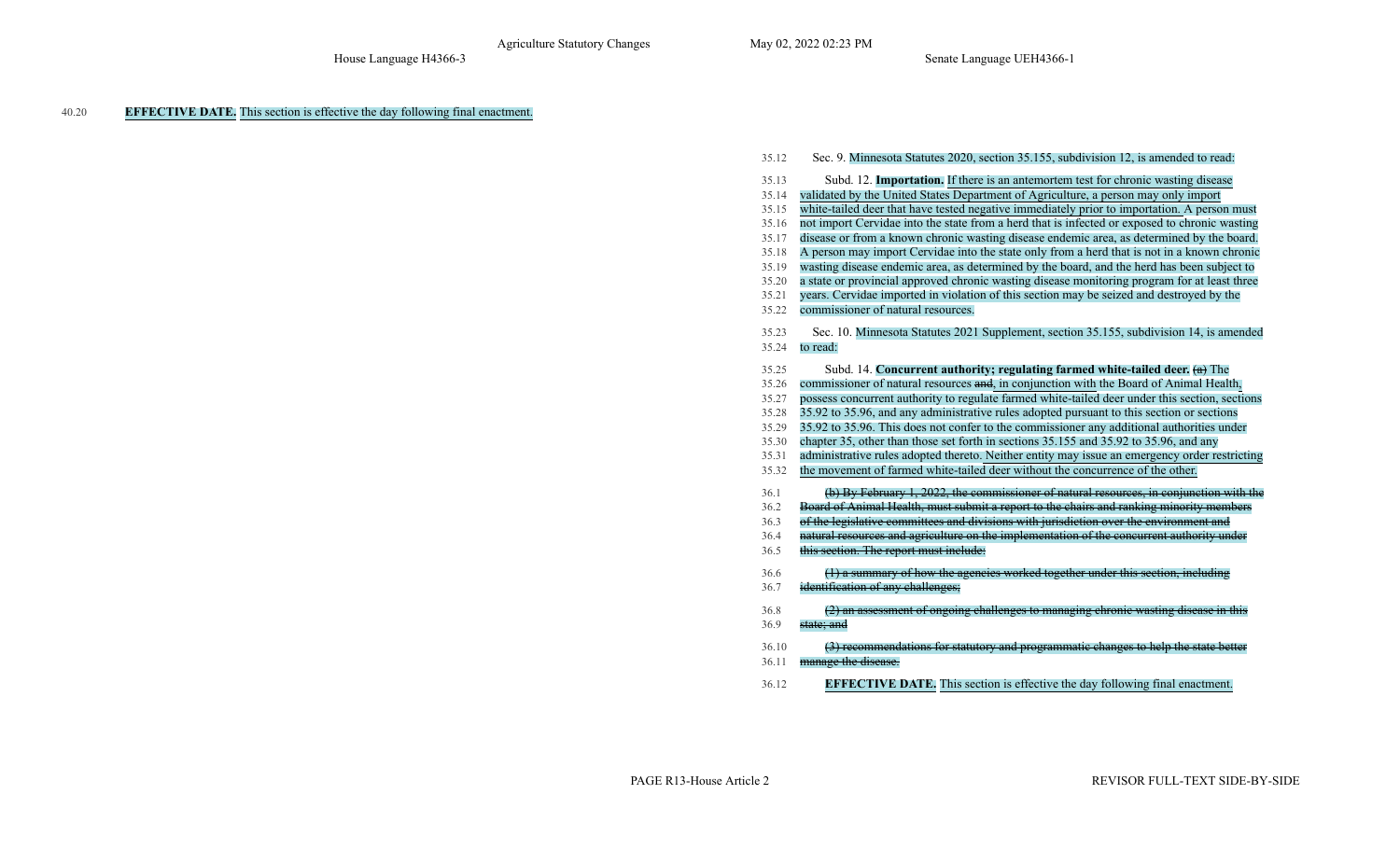House Language H4366-3

40.20 **EFFECTIVE DATE.** This section is effective the day following final enactment.

Senate Language UEH4366-1

35.12 Sec. 9. Minnesota Statutes 2020, section 35.155, subdivision 12, is amended to read:

35.13 Subd. 12. **Importation.** If there is an antemortem test for chronic wasting disease
35.14 validated by the United States Department of Agriculture, a person may only import
35.15 white-tailed deer that have tested negative immediately prior to importation. A person must
35.16 not import Cervidae into the state from a herd that is infected or exposed to chronic wasting
35.17 disease or from a known chronic wasting disease endemic area, as determined by the board.
35.18 A person may import Cervidae into the state only from a herd that is not in a known chronic
35.19 wasting disease endemic area, as determined by the board, and the herd has been subject to
35.20 a state or provincial approved chronic wasting disease monitoring program for at least three
35.21 years. Cervidae imported in violation of this section may be seized and destroyed by the
35.22 commissioner of natural resources.

35.23 Sec. 10. Minnesota Statutes 2021 Supplement, section 35.155, subdivision 14, is amended
35.24 to read:

35.25 Subd. 14. **Concurrent authority; regulating farmed white-tailed deer.** ~~(a)~~ The
35.26 commissioner of natural resources ~~and~~, in conjunction with the Board of Animal Health,
35.27 possess concurrent authority to regulate farmed white-tailed deer under this section, sections
35.28 35.92 to 35.96, and any administrative rules adopted pursuant to this section or sections
35.29 35.92 to 35.96. This does not confer to the commissioner any additional authorities under
35.30 chapter 35, other than those set forth in sections 35.155 and 35.92 to 35.96, and any
35.31 administrative rules adopted thereto. Neither entity may issue an emergency order restricting
35.32 the movement of farmed white-tailed deer without the concurrence of the other.

36.1 ~~(b) By February 1, 2022, the commissioner of natural resources, in conjunction with the~~
36.2 ~~Board of Animal Health, must submit a report to the chairs and ranking minority members~~
36.3 ~~of the legislative committees and divisions with jurisdiction over the environment and~~
36.4 ~~natural resources and agriculture on the implementation of the concurrent authority under~~
36.5 ~~this section. The report must include:~~

36.6 ~~(1) a summary of how the agencies worked together under this section, including~~
36.7 ~~identification of any challenges;~~

36.8 ~~(2) an assessment of ongoing challenges to managing chronic wasting disease in this~~
36.9 ~~state; and~~

36.10 ~~(3) recommendations for statutory and programmatic changes to help the state better~~
36.11 ~~manage the disease.~~

36.12 **EFFECTIVE DATE.** This section is effective the day following final enactment.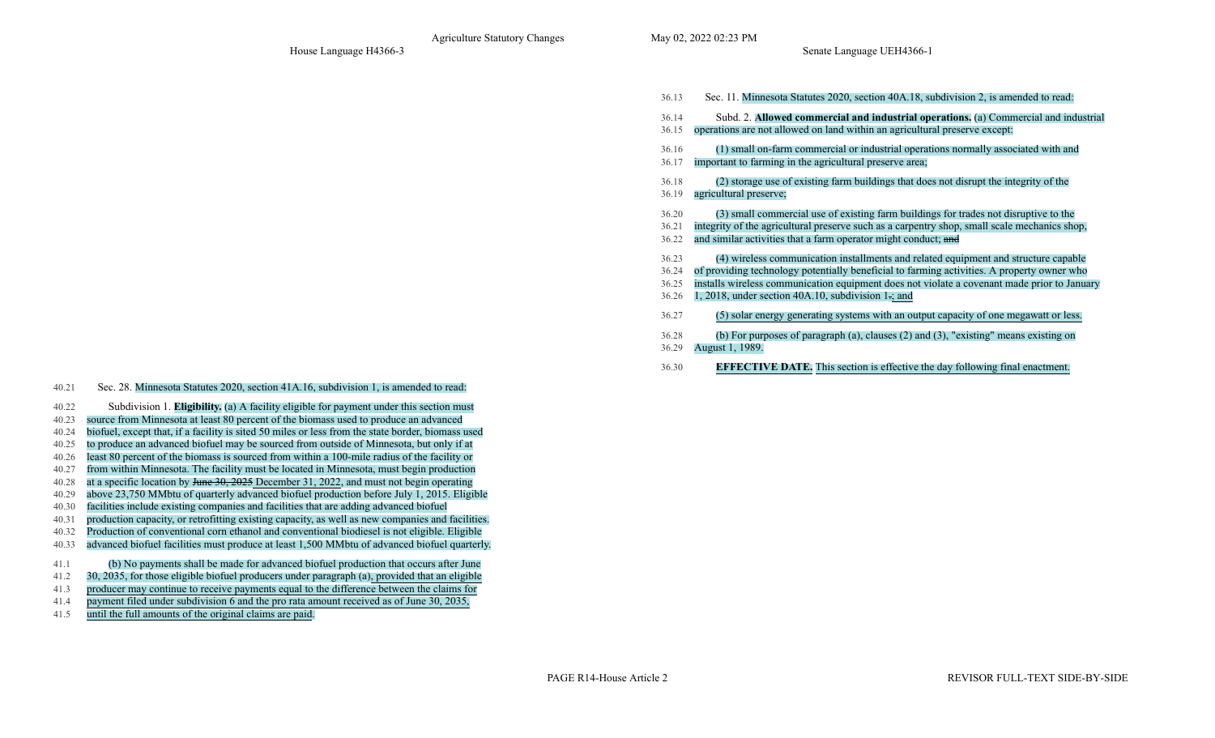**House Language H4366-3** | **Senate Language UEH4366-1**

## Senate Language UEH4366-1

36.13 Sec. 11. Minnesota Statutes 2020, section 40A.18, subdivision 2, is amended to read:

36.14 Subd. 2. **Allowed commercial and industrial operations.** (a) Commercial and industrial
36.15 operations are not allowed on land within an agricultural preserve except:

36.16 (1) small on-farm commercial or industrial operations normally associated with and
36.17 important to farming in the agricultural preserve area;

36.18 (2) storage use of existing farm buildings that does not disrupt the integrity of the
36.19 agricultural preserve;

36.20 (3) small commercial use of existing farm buildings for trades not disruptive to the
36.21 integrity of the agricultural preserve such as a carpentry shop, small scale mechanics shop,
36.22 and similar activities that a farm operator might conduct; ~~and~~

36.23 (4) wireless communication installments and related equipment and structure capable
36.24 of providing technology potentially beneficial to farming activities. A property owner who
36.25 installs wireless communication equipment does not violate a covenant made prior to January
36.26 1, 2018, under section 40A.10, subdivision 1~~.~~; and

36.27 (5) solar energy generating systems with an output capacity of one megawatt or less.

36.28 (b) For purposes of paragraph (a), clauses (2) and (3), "existing" means existing on
36.29 August 1, 1989.

36.30 **EFFECTIVE DATE.** This section is effective the day following final enactment.

## House Language H4366-3

40.21 Sec. 28. Minnesota Statutes 2020, section 41A.16, subdivision 1, is amended to read:

40.22 Subdivision 1. **Eligibility.** (a) A facility eligible for payment under this section must
40.23 source from Minnesota at least 80 percent of the biomass used to produce an advanced
40.24 biofuel, except that, if a facility is sited 50 miles or less from the state border, biomass used
40.25 to produce an advanced biofuel may be sourced from outside of Minnesota, but only if at
40.26 least 80 percent of the biomass is sourced from within a 100-mile radius of the facility or
40.27 from within Minnesota. The facility must be located in Minnesota, must begin production
40.28 at a specific location by ~~June 30, 2025~~ December 31, 2022, and must not begin operating
40.29 above 23,750 MMbtu of quarterly advanced biofuel production before July 1, 2015. Eligible
40.30 facilities include existing companies and facilities that are adding advanced biofuel
40.31 production capacity, or retrofitting existing capacity, as well as new companies and facilities.
40.32 Production of conventional corn ethanol and conventional biodiesel is not eligible. Eligible
40.33 advanced biofuel facilities must produce at least 1,500 MMbtu of advanced biofuel quarterly.

41.1 (b) No payments shall be made for advanced biofuel production that occurs after June
41.2 30, 2035, for those eligible biofuel producers under paragraph (a), provided that an eligible
41.3 producer may continue to receive payments equal to the difference between the claims for
41.4 payment filed under subdivision 6 and the pro rata amount received as of June 30, 2035,
41.5 until the full amounts of the original claims are paid.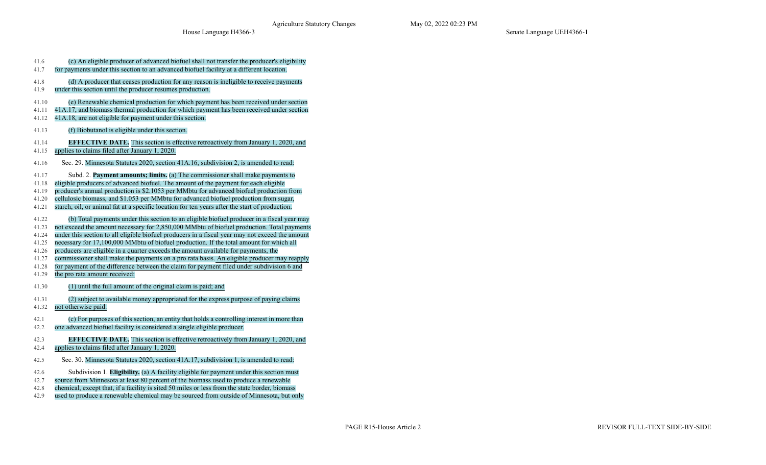41.6 (c) An eligible producer of advanced biofuel shall not transfer the producer's eligibility
41.7 for payments under this section to an advanced biofuel facility at a different location.

41.8 (d) A producer that ceases production for any reason is ineligible to receive payments
41.9 under this section until the producer resumes production.

41.10 (e) Renewable chemical production for which payment has been received under section
41.11 41A.17, and biomass thermal production for which payment has been received under section
41.12 41A.18, are not eligible for payment under this section.

41.13 (f) Biobutanol is eligible under this section.

41.14 **EFFECTIVE DATE.** This section is effective retroactively from January 1, 2020, and
41.15 applies to claims filed after January 1, 2020.

41.16 Sec. 29. Minnesota Statutes 2020, section 41A.16, subdivision 2, is amended to read:

41.17 Subd. 2. **Payment amounts; limits.** (a) The commissioner shall make payments to
41.18 eligible producers of advanced biofuel. The amount of the payment for each eligible
41.19 producer's annual production is $2.1053 per MMbtu for advanced biofuel production from
41.20 cellulosic biomass, and $1.053 per MMbtu for advanced biofuel production from sugar,
41.21 starch, oil, or animal fat at a specific location for ten years after the start of production.

41.22 (b) Total payments under this section to an eligible biofuel producer in a fiscal year may
41.23 not exceed the amount necessary for 2,850,000 MMbtu of biofuel production. Total payments
41.24 under this section to all eligible biofuel producers in a fiscal year may not exceed the amount
41.25 necessary for 17,100,000 MMbtu of biofuel production. If the total amount for which all
41.26 producers are eligible in a quarter exceeds the amount available for payments, the
41.27 commissioner shall make the payments on a pro rata basis. An eligible producer may reapply
41.28 for payment of the difference between the claim for payment filed under subdivision 6 and
41.29 the pro rata amount received:

41.30 (1) until the full amount of the original claim is paid; and

41.31 (2) subject to available money appropriated for the express purpose of paying claims
41.32 not otherwise paid.

42.1 (c) For purposes of this section, an entity that holds a controlling interest in more than
42.2 one advanced biofuel facility is considered a single eligible producer.

42.3 **EFFECTIVE DATE.** This section is effective retroactively from January 1, 2020, and
42.4 applies to claims filed after January 1, 2020.

42.5 Sec. 30. Minnesota Statutes 2020, section 41A.17, subdivision 1, is amended to read:

42.6 Subdivision 1. **Eligibility.** (a) A facility eligible for payment under this section must
42.7 source from Minnesota at least 80 percent of the biomass used to produce a renewable
42.8 chemical, except that, if a facility is sited 50 miles or less from the state border, biomass
42.9 used to produce a renewable chemical may be sourced from outside of Minnesota, but only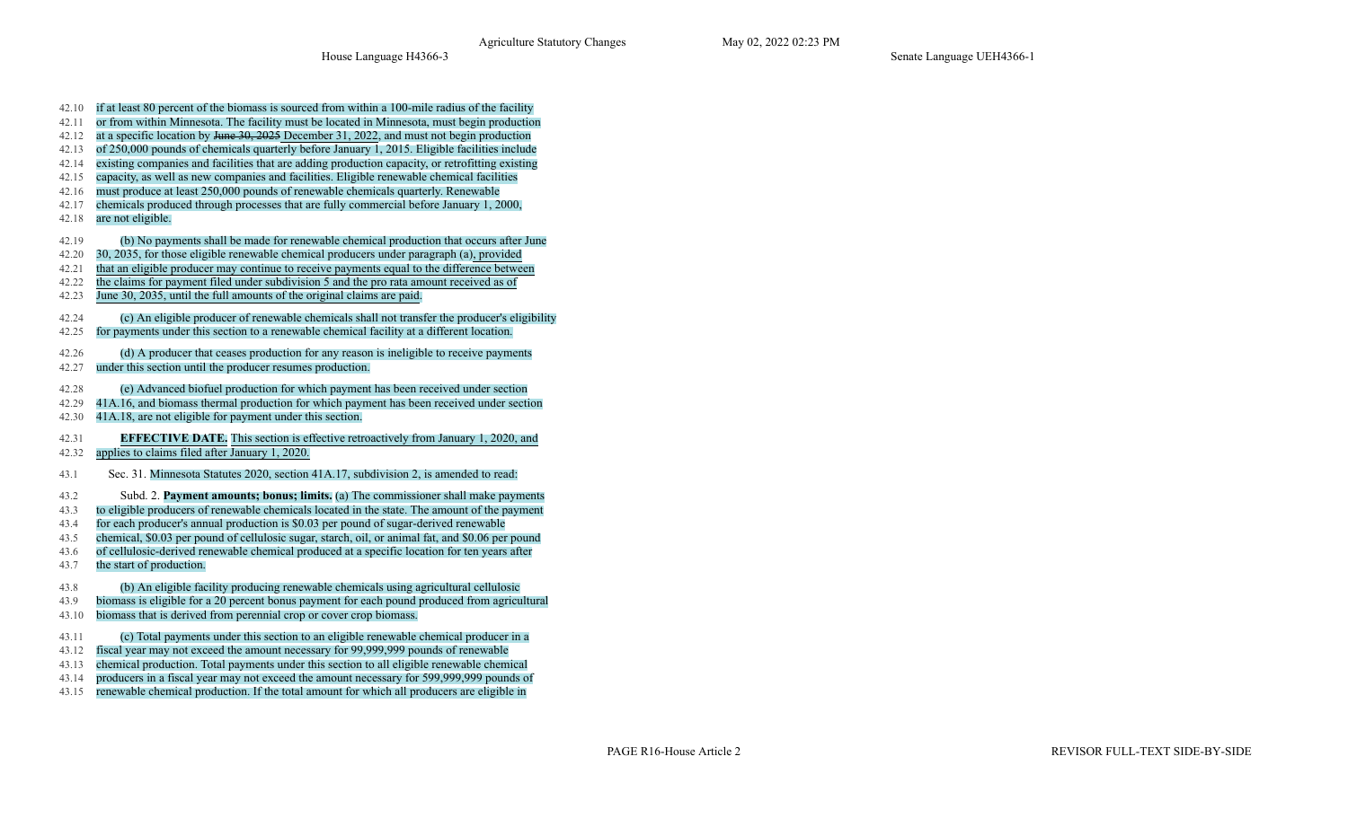42.10 if at least 80 percent of the biomass is sourced from within a 100-mile radius of the facility
42.11 or from within Minnesota. The facility must be located in Minnesota, must begin production
42.12 at a specific location by ~~June 30, 2025~~ December 31, 2022, and must not begin production
42.13 of 250,000 pounds of chemicals quarterly before January 1, 2015. Eligible facilities include
42.14 existing companies and facilities that are adding production capacity, or retrofitting existing
42.15 capacity, as well as new companies and facilities. Eligible renewable chemical facilities
42.16 must produce at least 250,000 pounds of renewable chemicals quarterly. Renewable
42.17 chemicals produced through processes that are fully commercial before January 1, 2000,
42.18 are not eligible.

42.19 (b) No payments shall be made for renewable chemical production that occurs after June
42.20 30, 2035, for those eligible renewable chemical producers under paragraph (a), provided
42.21 that an eligible producer may continue to receive payments equal to the difference between
42.22 the claims for payment filed under subdivision 5 and the pro rata amount received as of
42.23 June 30, 2035, until the full amounts of the original claims are paid.

42.24 (c) An eligible producer of renewable chemicals shall not transfer the producer's eligibility
42.25 for payments under this section to a renewable chemical facility at a different location.

42.26 (d) A producer that ceases production for any reason is ineligible to receive payments
42.27 under this section until the producer resumes production.

42.28 (e) Advanced biofuel production for which payment has been received under section
42.29 41A.16, and biomass thermal production for which payment has been received under section
42.30 41A.18, are not eligible for payment under this section.

42.31 **EFFECTIVE DATE.** This section is effective retroactively from January 1, 2020, and
42.32 applies to claims filed after January 1, 2020.

43.1 Sec. 31. Minnesota Statutes 2020, section 41A.17, subdivision 2, is amended to read:

43.2 Subd. 2. **Payment amounts; bonus; limits.** (a) The commissioner shall make payments
43.3 to eligible producers of renewable chemicals located in the state. The amount of the payment
43.4 for each producer's annual production is $0.03 per pound of sugar-derived renewable
43.5 chemical, $0.03 per pound of cellulosic sugar, starch, oil, or animal fat, and $0.06 per pound
43.6 of cellulosic-derived renewable chemical produced at a specific location for ten years after
43.7 the start of production.

43.8 (b) An eligible facility producing renewable chemicals using agricultural cellulosic
43.9 biomass is eligible for a 20 percent bonus payment for each pound produced from agricultural
43.10 biomass that is derived from perennial crop or cover crop biomass.

43.11 (c) Total payments under this section to an eligible renewable chemical producer in a
43.12 fiscal year may not exceed the amount necessary for 99,999,999 pounds of renewable
43.13 chemical production. Total payments under this section to all eligible renewable chemical
43.14 producers in a fiscal year may not exceed the amount necessary for 599,999,999 pounds of
43.15 renewable chemical production. If the total amount for which all producers are eligible in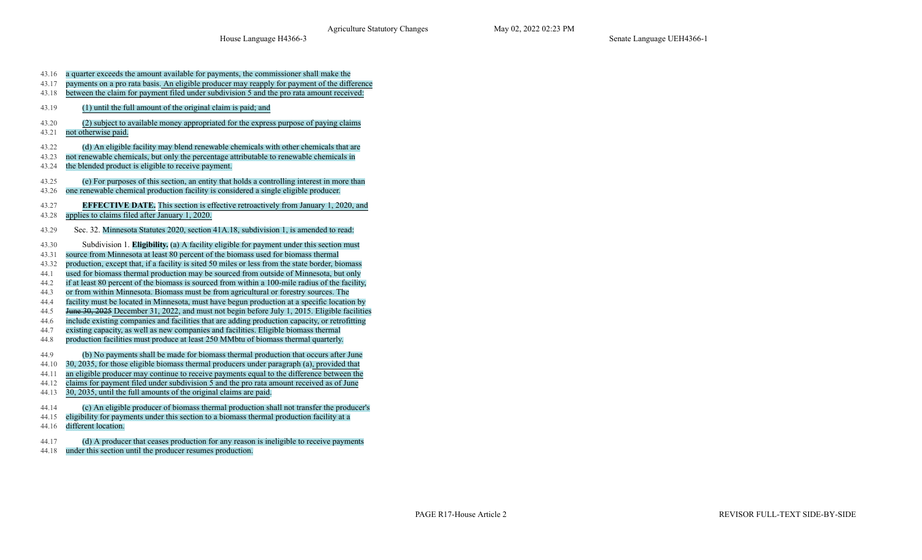a quarter exceeds the amount available for payments, the commissioner shall make the payments on a pro rata basis. An eligible producer may reapply for payment of the difference between the claim for payment filed under subdivision 5 and the pro rata amount received:

(1) until the full amount of the original claim is paid; and

(2) subject to available money appropriated for the express purpose of paying claims not otherwise paid.

(d) An eligible facility may blend renewable chemicals with other chemicals that are not renewable chemicals, but only the percentage attributable to renewable chemicals in the blended product is eligible to receive payment.

(e) For purposes of this section, an entity that holds a controlling interest in more than one renewable chemical production facility is considered a single eligible producer.

**EFFECTIVE DATE.** This section is effective retroactively from January 1, 2020, and applies to claims filed after January 1, 2020.

Sec. 32. Minnesota Statutes 2020, section 41A.18, subdivision 1, is amended to read:

Subdivision 1. **Eligibility.** (a) A facility eligible for payment under this section must source from Minnesota at least 80 percent of the biomass used for biomass thermal production, except that, if a facility is sited 50 miles or less from the state border, biomass used for biomass thermal production may be sourced from outside of Minnesota, but only if at least 80 percent of the biomass is sourced from within a 100-mile radius of the facility, or from within Minnesota. Biomass must be from agricultural or forestry sources. The facility must be located in Minnesota, must have begun production at a specific location by ~~June 30, 2025~~ December 31, 2022, and must not begin before July 1, 2015. Eligible facilities include existing companies and facilities that are adding production capacity, or retrofitting existing capacity, as well as new companies and facilities. Eligible biomass thermal production facilities must produce at least 250 MMbtu of biomass thermal quarterly.

(b) No payments shall be made for biomass thermal production that occurs after June 30, 2035, for those eligible biomass thermal producers under paragraph (a), provided that an eligible producer may continue to receive payments equal to the difference between the claims for payment filed under subdivision 5 and the pro rata amount received as of June 30, 2035, until the full amounts of the original claims are paid.

(c) An eligible producer of biomass thermal production shall not transfer the producer's eligibility for payments under this section to a biomass thermal production facility at a different location.

(d) A producer that ceases production for any reason is ineligible to receive payments under this section until the producer resumes production.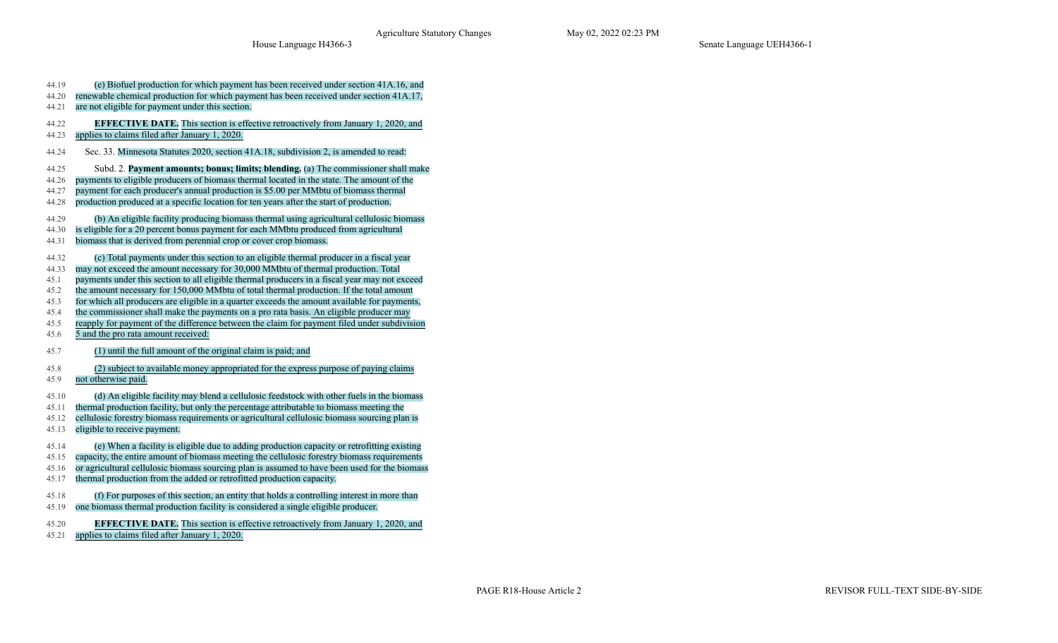44.19 (e) Biofuel production for which payment has been received under section 41A.16, and
44.20 renewable chemical production for which payment has been received under section 41A.17,
44.21 are not eligible for payment under this section.

44.22 **EFFECTIVE DATE.** This section is effective retroactively from January 1, 2020, and
44.23 applies to claims filed after January 1, 2020.

44.24 Sec. 33. Minnesota Statutes 2020, section 41A.18, subdivision 2, is amended to read:

44.25 Subd. 2. **Payment amounts; bonus; limits; blending.** (a) The commissioner shall make
44.26 payments to eligible producers of biomass thermal located in the state. The amount of the
44.27 payment for each producer's annual production is $5.00 per MMbtu of biomass thermal
44.28 production produced at a specific location for ten years after the start of production.

44.29 (b) An eligible facility producing biomass thermal using agricultural cellulosic biomass
44.30 is eligible for a 20 percent bonus payment for each MMbtu produced from agricultural
44.31 biomass that is derived from perennial crop or cover crop biomass.

44.32 (c) Total payments under this section to an eligible thermal producer in a fiscal year
44.33 may not exceed the amount necessary for 30,000 MMbtu of thermal production. Total
45.1 payments under this section to all eligible thermal producers in a fiscal year may not exceed
45.2 the amount necessary for 150,000 MMbtu of total thermal production. If the total amount
45.3 for which all producers are eligible in a quarter exceeds the amount available for payments,
45.4 the commissioner shall make the payments on a pro rata basis. An eligible producer may
45.5 reapply for payment of the difference between the claim for payment filed under subdivision
45.6 5 and the pro rata amount received:

45.7 (1) until the full amount of the original claim is paid; and

45.8 (2) subject to available money appropriated for the express purpose of paying claims
45.9 not otherwise paid.

45.10 (d) An eligible facility may blend a cellulosic feedstock with other fuels in the biomass
45.11 thermal production facility, but only the percentage attributable to biomass meeting the
45.12 cellulosic forestry biomass requirements or agricultural cellulosic biomass sourcing plan is
45.13 eligible to receive payment.

45.14 (e) When a facility is eligible due to adding production capacity or retrofitting existing
45.15 capacity, the entire amount of biomass meeting the cellulosic forestry biomass requirements
45.16 or agricultural cellulosic biomass sourcing plan is assumed to have been used for the biomass
45.17 thermal production from the added or retrofitted production capacity.

45.18 (f) For purposes of this section, an entity that holds a controlling interest in more than
45.19 one biomass thermal production facility is considered a single eligible producer.

45.20 **EFFECTIVE DATE.** This section is effective retroactively from January 1, 2020, and
45.21 applies to claims filed after January 1, 2020.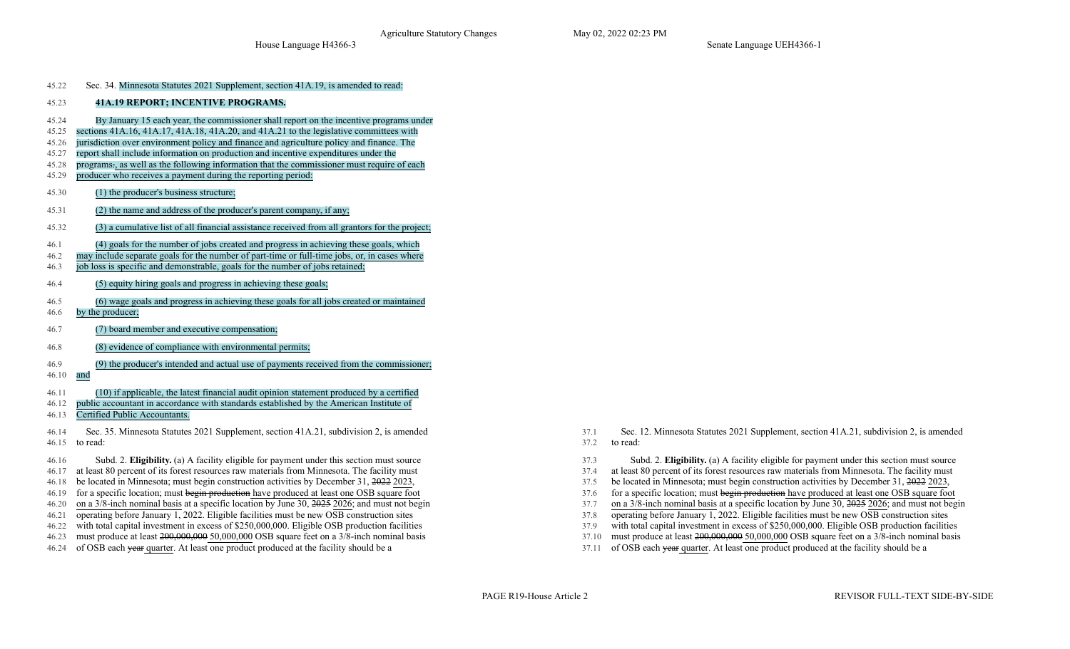Sec. 34. Minnesota Statutes 2021 Supplement, section 41A.19, is amended to read:

**41A.19 REPORT; INCENTIVE PROGRAMS.**

By January 15 each year, the commissioner shall report on the incentive programs under sections 41A.16, 41A.17, 41A.18, 41A.20, and 41A.21 to the legislative committees with jurisdiction over environment policy and finance and agriculture policy and finance. The report shall include information on production and incentive expenditures under the programs., as well as the following information that the commissioner must require of each producer who receives a payment during the reporting period:

(1) the producer's business structure;

(2) the name and address of the producer's parent company, if any;

(3) a cumulative list of all financial assistance received from all grantors for the project;

(4) goals for the number of jobs created and progress in achieving these goals, which may include separate goals for the number of part-time or full-time jobs, or, in cases where job loss is specific and demonstrable, goals for the number of jobs retained;

(5) equity hiring goals and progress in achieving these goals;

(6) wage goals and progress in achieving these goals for all jobs created or maintained by the producer;

(7) board member and executive compensation;

(8) evidence of compliance with environmental permits;

(9) the producer's intended and actual use of payments received from the commissioner; and

(10) if applicable, the latest financial audit opinion statement produced by a certified public accountant in accordance with standards established by the American Institute of Certified Public Accountants.

Sec. 35. Minnesota Statutes 2021 Supplement, section 41A.21, subdivision 2, is amended to read:

Subd. 2. **Eligibility.** (a) A facility eligible for payment under this section must source at least 80 percent of its forest resources raw materials from Minnesota. The facility must be located in Minnesota; must begin construction activities by December 31, ~~2022~~ 2023, for a specific location; must ~~begin production~~ have produced at least one OSB square foot on a 3/8-inch nominal basis at a specific location by June 30, ~~2025~~ 2026; and must not begin operating before January 1, 2022. Eligible facilities must be new OSB construction sites with total capital investment in excess of $250,000,000. Eligible OSB production facilities must produce at least ~~200,000,000~~ 50,000,000 OSB square feet on a 3/8-inch nominal basis of OSB each ~~year~~ quarter. At least one product produced at the facility should be a

Sec. 12. Minnesota Statutes 2021 Supplement, section 41A.21, subdivision 2, is amended to read:

Subd. 2. **Eligibility.** (a) A facility eligible for payment under this section must source at least 80 percent of its forest resources raw materials from Minnesota. The facility must be located in Minnesota; must begin construction activities by December 31, ~~2022~~ 2023, for a specific location; must ~~begin production~~ have produced at least one OSB square foot on a 3/8-inch nominal basis at a specific location by June 30, ~~2025~~ 2026; and must not begin operating before January 1, 2022. Eligible facilities must be new OSB construction sites with total capital investment in excess of $250,000,000. Eligible OSB production facilities must produce at least ~~200,000,000~~ 50,000,000 OSB square feet on a 3/8-inch nominal basis of OSB each ~~year~~ quarter. At least one product produced at the facility should be a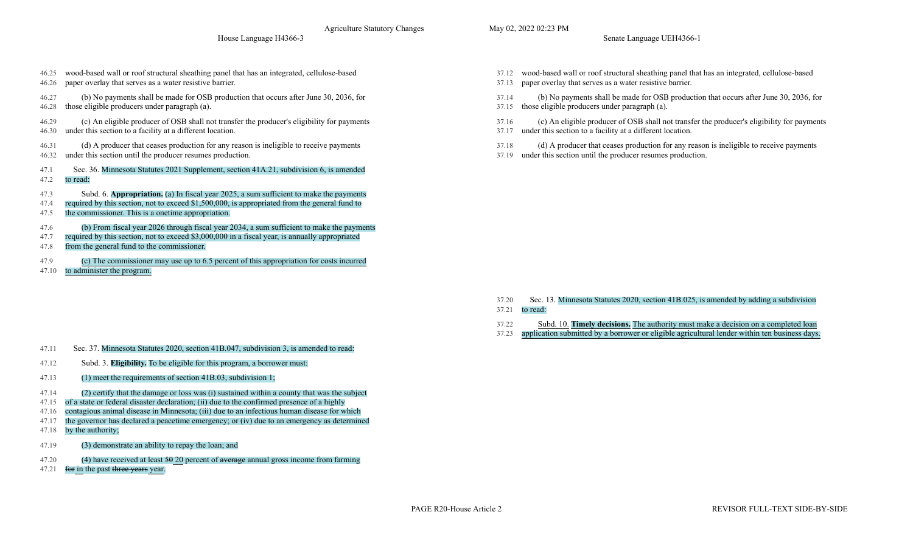| House Language H4366-3 | Senate Language UEH4366-1 |
| --- | --- |
| 46.25 wood-based wall or roof structural sheathing panel that has an integrated, cellulose-based 46.26 paper overlay that serves as a water resistive barrier. | 37.12 wood-based wall or roof structural sheathing panel that has an integrated, cellulose-based 37.13 paper overlay that serves as a water resistive barrier. |
| 46.27 (b) No payments shall be made for OSB production that occurs after June 30, 2036, for 46.28 those eligible producers under paragraph (a). | 37.14 (b) No payments shall be made for OSB production that occurs after June 30, 2036, for 37.15 those eligible producers under paragraph (a). |
| 46.29 (c) An eligible producer of OSB shall not transfer the producer's eligibility for payments 46.30 under this section to a facility at a different location. | 37.16 (c) An eligible producer of OSB shall not transfer the producer's eligibility for payments 37.17 under this section to a facility at a different location. |
| 46.31 (d) A producer that ceases production for any reason is ineligible to receive payments 46.32 under this section until the producer resumes production. | 37.18 (d) A producer that ceases production for any reason is ineligible to receive payments 37.19 under this section until the producer resumes production. |
| 47.1 Sec. 36. Minnesota Statutes 2021 Supplement, section 41A.21, subdivision 6, is amended 47.2 to read: | |
| 47.3 Subd. 6. **Appropriation.** (a) In fiscal year 2025, a sum sufficient to make the payments 47.4 required by this section, not to exceed $1,500,000, is appropriated from the general fund to 47.5 the commissioner. This is a onetime appropriation. | |
| 47.6 (b) From fiscal year 2026 through fiscal year 2034, a sum sufficient to make the payments 47.7 required by this section, not to exceed $3,000,000 in a fiscal year, is annually appropriated 47.8 from the general fund to the commissioner. | |
| 47.9 <u>(c) The commissioner may use up to 6.5 percent of this appropriation for costs incurred</u> 47.10 <u>to administer the program.</u> | |
| | 37.20 Sec. 13. Minnesota Statutes 2020, section 41B.025, is amended by adding a subdivision 37.21 to read: |
| | 37.22 <u>Subd. 10.</u> **<u>Timely decisions.</u>** <u>The authority must make a decision on a completed loan</u> 37.23 <u>application submitted by a borrower or eligible agricultural lender within ten business days.</u> |
| 47.11 Sec. 37. Minnesota Statutes 2020, section 41B.047, subdivision 3, is amended to read: | |
| 47.12 Subd. 3. **Eligibility.** To be eligible for this program, a borrower must: | |
| 47.13 (1) meet the requirements of section 41B.03, subdivision 1; | |
| 47.14 (2) certify that the damage or loss was (i) sustained within a county that was the subject 47.15 of a state or federal disaster declaration; (ii) due to the confirmed presence of a highly 47.16 contagious animal disease in Minnesota; (iii) due to an infectious human disease for which 47.17 the governor has declared a peacetime emergency; or (iv) due to an emergency as determined 47.18 by the authority; | |
| 47.19 (3) demonstrate an ability to repay the loan; and | |
| 47.20 (4) have received at least ~~50~~ <u>20</u> percent of ~~average~~ annual gross income from farming 47.21 ~~for~~ <u>in</u> the past ~~three years~~ <u>year</u>. | |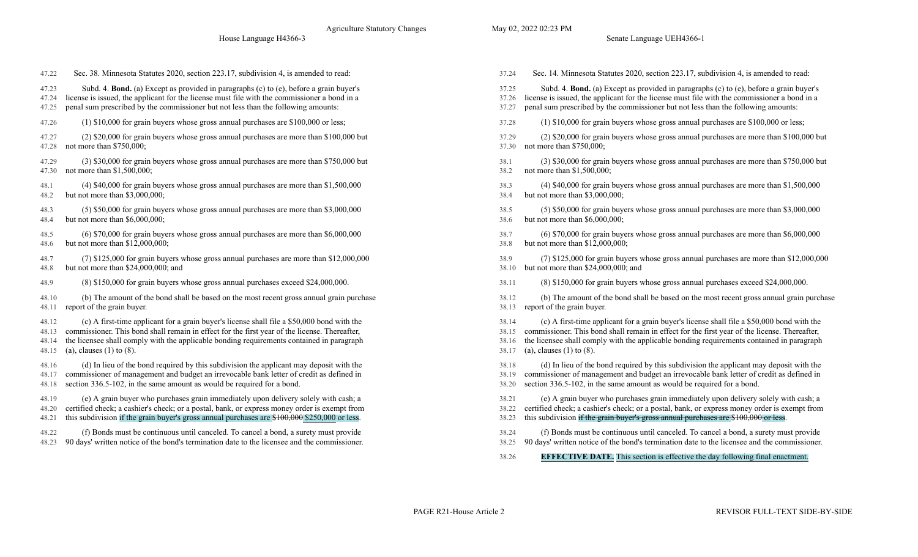Agriculture Statutory Changes — May 02, 2022 02:23 PM

| House Language H4366-3 | Senate Language UEH4366-1 |
|---|---|
| Sec. 38. Minnesota Statutes 2020, section 223.17, subdivision 4, is amended to read: | Sec. 14. Minnesota Statutes 2020, section 223.17, subdivision 4, is amended to read: |
| Subd. 4. **Bond.** (a) Except as provided in paragraphs (c) to (e), before a grain buyer's license is issued, the applicant for the license must file with the commissioner a bond in a penal sum prescribed by the commissioner but not less than the following amounts: | Subd. 4. **Bond.** (a) Except as provided in paragraphs (c) to (e), before a grain buyer's license is issued, the applicant for the license must file with the commissioner a bond in a penal sum prescribed by the commissioner but not less than the following amounts: |
| (1) $10,000 for grain buyers whose gross annual purchases are $100,000 or less; | (1) $10,000 for grain buyers whose gross annual purchases are $100,000 or less; |
| (2) $20,000 for grain buyers whose gross annual purchases are more than $100,000 but not more than $750,000; | (2) $20,000 for grain buyers whose gross annual purchases are more than $100,000 but not more than $750,000; |
| (3) $30,000 for grain buyers whose gross annual purchases are more than $750,000 but not more than $1,500,000; | (3) $30,000 for grain buyers whose gross annual purchases are more than $750,000 but not more than $1,500,000; |
| (4) $40,000 for grain buyers whose gross annual purchases are more than $1,500,000 but not more than $3,000,000; | (4) $40,000 for grain buyers whose gross annual purchases are more than $1,500,000 but not more than $3,000,000; |
| (5) $50,000 for grain buyers whose gross annual purchases are more than $3,000,000 but not more than $6,000,000; | (5) $50,000 for grain buyers whose gross annual purchases are more than $3,000,000 but not more than $6,000,000; |
| (6) $70,000 for grain buyers whose gross annual purchases are more than $6,000,000 but not more than $12,000,000; | (6) $70,000 for grain buyers whose gross annual purchases are more than $6,000,000 but not more than $12,000,000; |
| (7) $125,000 for grain buyers whose gross annual purchases are more than $12,000,000 but not more than $24,000,000; and | (7) $125,000 for grain buyers whose gross annual purchases are more than $12,000,000 but not more than $24,000,000; and |
| (8) $150,000 for grain buyers whose gross annual purchases exceed $24,000,000. | (8) $150,000 for grain buyers whose gross annual purchases exceed $24,000,000. |
| (b) The amount of the bond shall be based on the most recent gross annual grain purchase report of the grain buyer. | (b) The amount of the bond shall be based on the most recent gross annual grain purchase report of the grain buyer. |
| (c) A first-time applicant for a grain buyer's license shall file a $50,000 bond with the commissioner. This bond shall remain in effect for the first year of the license. Thereafter, the licensee shall comply with the applicable bonding requirements contained in paragraph (a), clauses (1) to (8). | (c) A first-time applicant for a grain buyer's license shall file a $50,000 bond with the commissioner. This bond shall remain in effect for the first year of the license. Thereafter, the licensee shall comply with the applicable bonding requirements contained in paragraph (a), clauses (1) to (8). |
| (d) In lieu of the bond required by this subdivision the applicant may deposit with the commissioner of management and budget an irrevocable bank letter of credit as defined in section 336.5-102, in the same amount as would be required for a bond. | (d) In lieu of the bond required by this subdivision the applicant may deposit with the commissioner of management and budget an irrevocable bank letter of credit as defined in section 336.5-102, in the same amount as would be required for a bond. |
| (e) A grain buyer who purchases grain immediately upon delivery solely with cash; a certified check; a cashier's check; or a postal, bank, or express money order is exempt from this subdivision if the grain buyer's gross annual purchases are ~~$100,000~~ $250,000 or less. | (e) A grain buyer who purchases grain immediately upon delivery solely with cash; a certified check; a cashier's check; or a postal, bank, or express money order is exempt from this subdivision ~~if the grain buyer's gross annual purchases are $100,000 or less~~. |
| (f) Bonds must be continuous until canceled. To cancel a bond, a surety must provide 90 days' written notice of the bond's termination date to the licensee and the commissioner. | (f) Bonds must be continuous until canceled. To cancel a bond, a surety must provide 90 days' written notice of the bond's termination date to the licensee and the commissioner. |
| | **EFFECTIVE DATE.** This section is effective the day following final enactment. |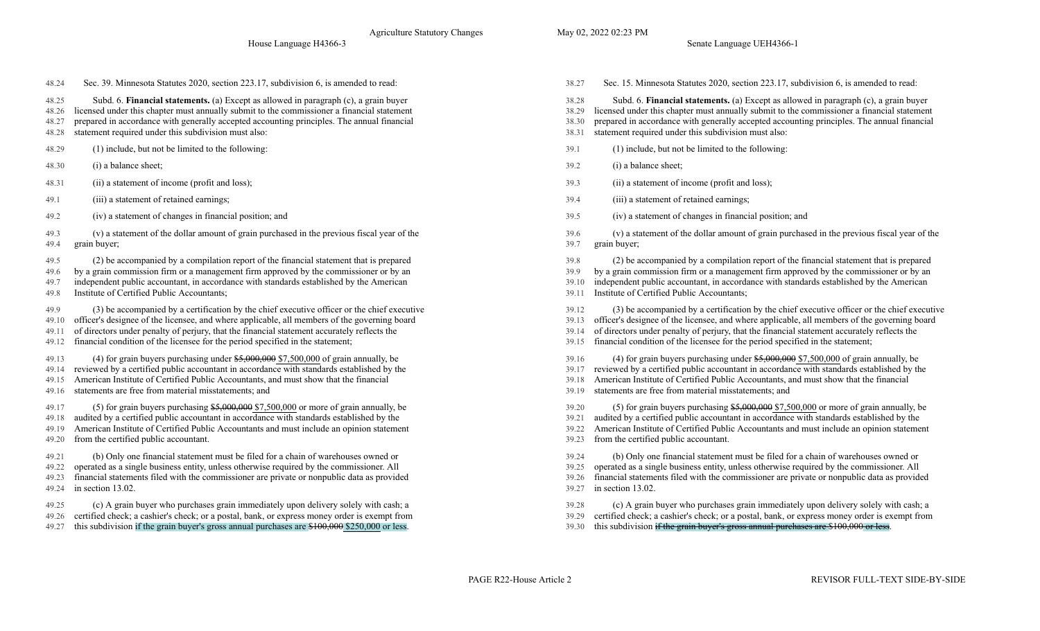Agriculture Statutory Changes

| House Language H4366-3 | Senate Language UEH4366-1 |
|---|---|
| 48.24 Sec. 39. Minnesota Statutes 2020, section 223.17, subdivision 6, is amended to read: | 38.27 Sec. 15. Minnesota Statutes 2020, section 223.17, subdivision 6, is amended to read: |
| 48.25 Subd. 6. **Financial statements.** (a) Except as allowed in paragraph (c), a grain buyer 48.26 licensed under this chapter must annually submit to the commissioner a financial statement 48.27 prepared in accordance with generally accepted accounting principles. The annual financial 48.28 statement required under this subdivision must also: | 38.28 Subd. 6. **Financial statements.** (a) Except as allowed in paragraph (c), a grain buyer 38.29 licensed under this chapter must annually submit to the commissioner a financial statement 38.30 prepared in accordance with generally accepted accounting principles. The annual financial 38.31 statement required under this subdivision must also: |
| 48.29 (1) include, but not be limited to the following: | 39.1 (1) include, but not be limited to the following: |
| 48.30 (i) a balance sheet; | 39.2 (i) a balance sheet; |
| 48.31 (ii) a statement of income (profit and loss); | 39.3 (ii) a statement of income (profit and loss); |
| 49.1 (iii) a statement of retained earnings; | 39.4 (iii) a statement of retained earnings; |
| 49.2 (iv) a statement of changes in financial position; and | 39.5 (iv) a statement of changes in financial position; and |
| 49.3 (v) a statement of the dollar amount of grain purchased in the previous fiscal year of the 49.4 grain buyer; | 39.6 (v) a statement of the dollar amount of grain purchased in the previous fiscal year of the 39.7 grain buyer; |
| 49.5 (2) be accompanied by a compilation report of the financial statement that is prepared 49.6 by a grain commission firm or a management firm approved by the commissioner or by an 49.7 independent public accountant, in accordance with standards established by the American 49.8 Institute of Certified Public Accountants; | 39.8 (2) be accompanied by a compilation report of the financial statement that is prepared 39.9 by a grain commission firm or a management firm approved by the commissioner or by an 39.10 independent public accountant, in accordance with standards established by the American 39.11 Institute of Certified Public Accountants; |
| 49.9 (3) be accompanied by a certification by the chief executive officer or the chief executive 49.10 officer's designee of the licensee, and where applicable, all members of the governing board 49.11 of directors under penalty of perjury, that the financial statement accurately reflects the 49.12 financial condition of the licensee for the period specified in the statement; | 39.12 (3) be accompanied by a certification by the chief executive officer or the chief executive 39.13 officer's designee of the licensee, and where applicable, all members of the governing board 39.14 of directors under penalty of perjury, that the financial statement accurately reflects the 39.15 financial condition of the licensee for the period specified in the statement; |
| 49.13 (4) for grain buyers purchasing under ~~$5,000,000~~ <u>$7,500,000</u> of grain annually, be 49.14 reviewed by a certified public accountant in accordance with standards established by the 49.15 American Institute of Certified Public Accountants, and must show that the financial 49.16 statements are free from material misstatements; and | 39.16 (4) for grain buyers purchasing under ~~$5,000,000~~ <u>$7,500,000</u> of grain annually, be 39.17 reviewed by a certified public accountant in accordance with standards established by the 39.18 American Institute of Certified Public Accountants, and must show that the financial 39.19 statements are free from material misstatements; and |
| 49.17 (5) for grain buyers purchasing ~~$5,000,000~~ <u>$7,500,000</u> or more of grain annually, be 49.18 audited by a certified public accountant in accordance with standards established by the 49.19 American Institute of Certified Public Accountants and must include an opinion statement 49.20 from the certified public accountant. | 39.20 (5) for grain buyers purchasing ~~$5,000,000~~ <u>$7,500,000</u> or more of grain annually, be 39.21 audited by a certified public accountant in accordance with standards established by the 39.22 American Institute of Certified Public Accountants and must include an opinion statement 39.23 from the certified public accountant. |
| 49.21 (b) Only one financial statement must be filed for a chain of warehouses owned or 49.22 operated as a single business entity, unless otherwise required by the commissioner. All 49.23 financial statements filed with the commissioner are private or nonpublic data as provided 49.24 in section 13.02. | 39.24 (b) Only one financial statement must be filed for a chain of warehouses owned or 39.25 operated as a single business entity, unless otherwise required by the commissioner. All 39.26 financial statements filed with the commissioner are private or nonpublic data as provided 39.27 in section 13.02. |
| 49.25 (c) A grain buyer who purchases grain immediately upon delivery solely with cash; a 49.26 certified check; a cashier's check; or a postal, bank, or express money order is exempt from 49.27 this subdivision if the grain buyer's gross annual purchases are ~~$100,000~~ <u>$250,000</u> or less. | 39.28 (c) A grain buyer who purchases grain immediately upon delivery solely with cash; a 39.29 certified check; a cashier's check; or a postal, bank, or express money order is exempt from 39.30 this subdivision ~~if the grain buyer's gross annual purchases are $100,000 or less~~. |

PAGE R22-House Article 2

REVISOR FULL-TEXT SIDE-BY-SIDE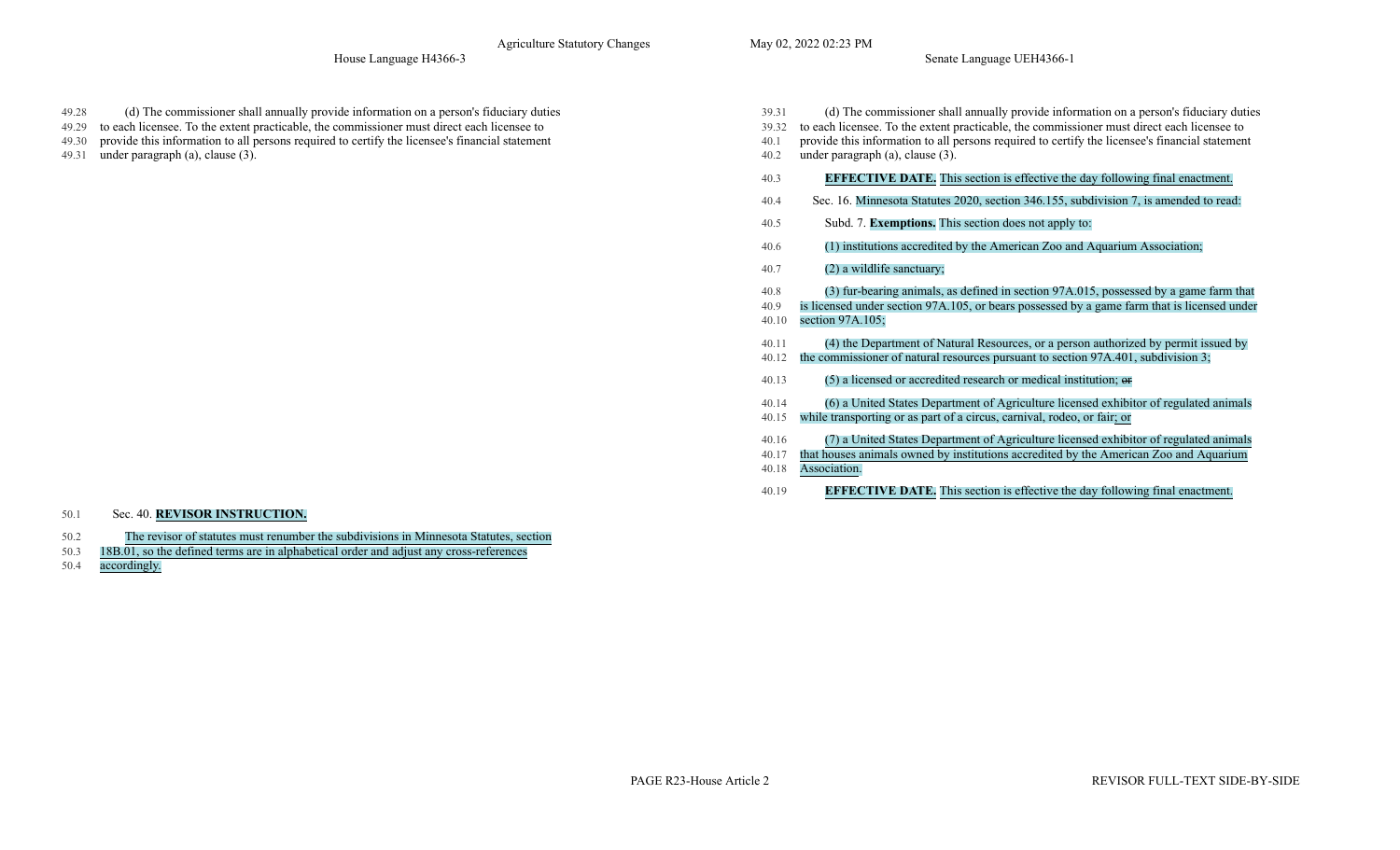House Language H4366-3

49.28 (d) The commissioner shall annually provide information on a person's fiduciary duties
49.29 to each licensee. To the extent practicable, the commissioner must direct each licensee to
49.30 provide this information to all persons required to certify the licensee's financial statement
49.31 under paragraph (a), clause (3).

50.1 Sec. 40. **REVISOR INSTRUCTION.**

50.2 The revisor of statutes must renumber the subdivisions in Minnesota Statutes, section
50.3 18B.01, so the defined terms are in alphabetical order and adjust any cross-references
50.4 accordingly.

Senate Language UEH4366-1

39.31 (d) The commissioner shall annually provide information on a person's fiduciary duties
39.32 to each licensee. To the extent practicable, the commissioner must direct each licensee to
40.1 provide this information to all persons required to certify the licensee's financial statement
40.2 under paragraph (a), clause (3).

40.3 **EFFECTIVE DATE.** This section is effective the day following final enactment.

40.4 Sec. 16. Minnesota Statutes 2020, section 346.155, subdivision 7, is amended to read:

40.5 Subd. 7. **Exemptions.** This section does not apply to:

40.6 (1) institutions accredited by the American Zoo and Aquarium Association;

40.7 (2) a wildlife sanctuary;

40.8 (3) fur-bearing animals, as defined in section 97A.015, possessed by a game farm that
40.9 is licensed under section 97A.105, or bears possessed by a game farm that is licensed under
40.10 section 97A.105;

40.11 (4) the Department of Natural Resources, or a person authorized by permit issued by
40.12 the commissioner of natural resources pursuant to section 97A.401, subdivision 3;

40.13 (5) a licensed or accredited research or medical institution; ~~or~~

40.14 (6) a United States Department of Agriculture licensed exhibitor of regulated animals
40.15 while transporting or as part of a circus, carnival, rodeo, or fair; or

40.16 (7) a United States Department of Agriculture licensed exhibitor of regulated animals
40.17 that houses animals owned by institutions accredited by the American Zoo and Aquarium
40.18 Association.

40.19 **EFFECTIVE DATE.** This section is effective the day following final enactment.